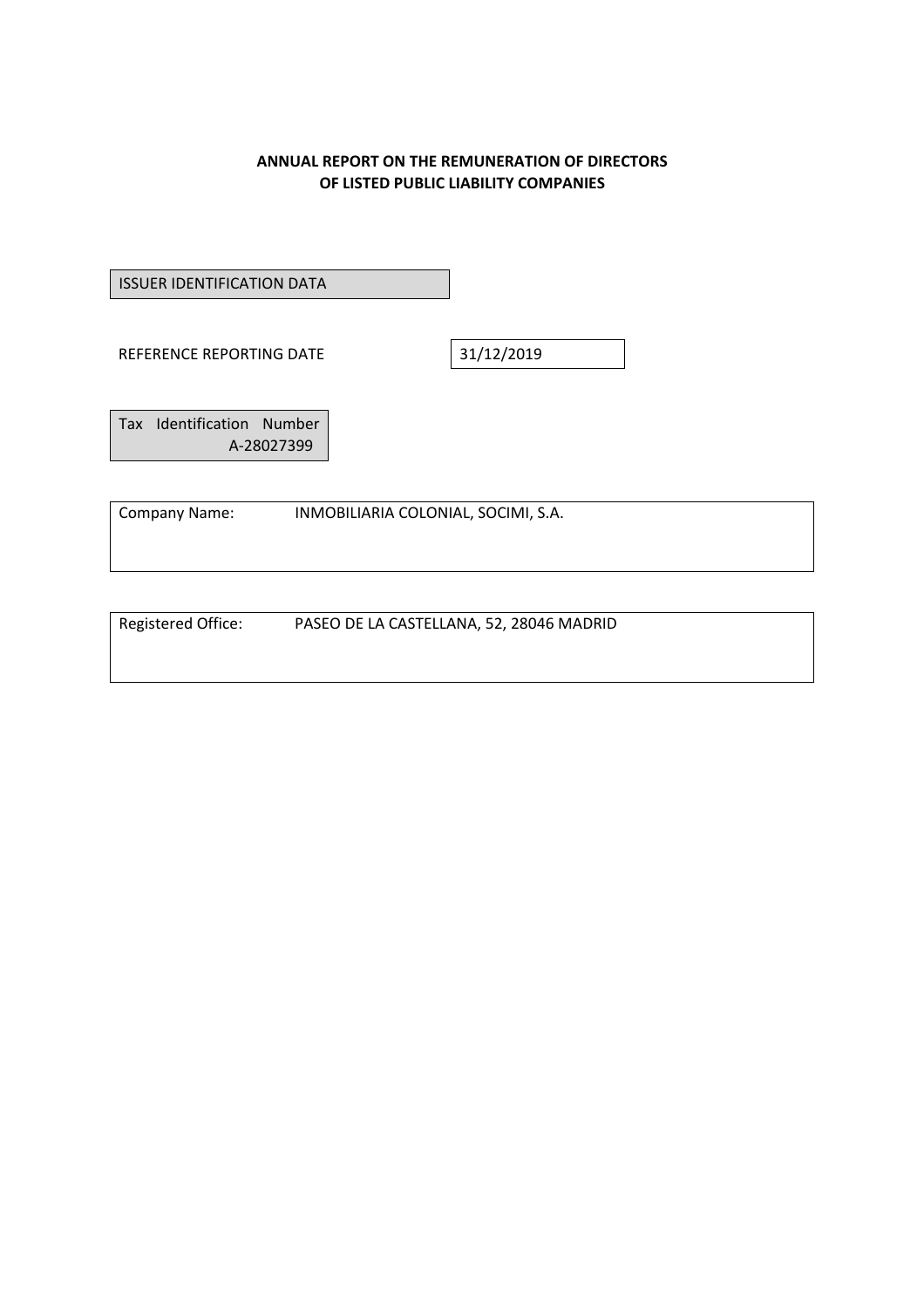# ANNUAL REPORT ON THE REMUNERATION OF DIRECTORS OF LISTED PUBLIC LIABILITY COMPANIES

ISSUER IDENTIFICATION DATA

| REFERENCE REPORTING DATE | 31/12/2019 |
|---|---|

| Tax Identification Number |
|---|
| A-28027399 |

| Company Name: | INMOBILIARIA COLONIAL, SOCIMI, S.A. |
|---|---|

| Registered Office: | PASEO DE LA CASTELLANA, 52, 28046 MADRID |
|---|---|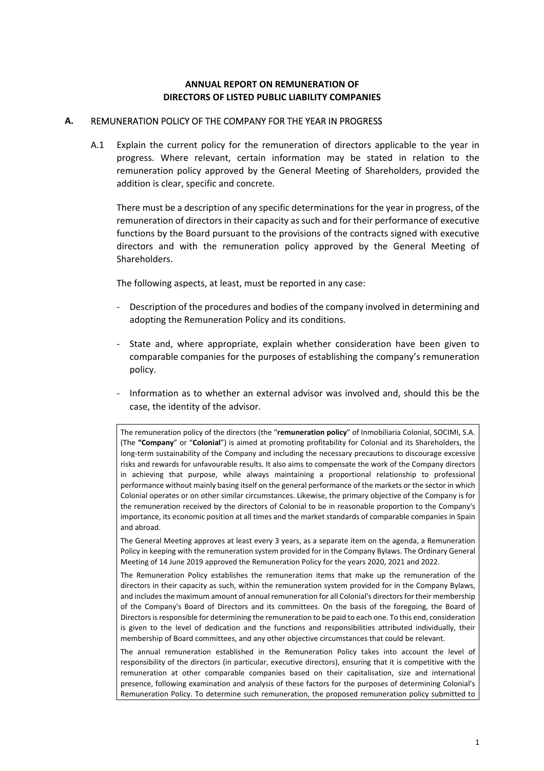**ANNUAL REPORT ON REMUNERATION OF DIRECTORS OF LISTED PUBLIC LIABILITY COMPANIES**

## A. REMUNERATION POLICY OF THE COMPANY FOR THE YEAR IN PROGRESS

A.1 Explain the current policy for the remuneration of directors applicable to the year in progress. Where relevant, certain information may be stated in relation to the remuneration policy approved by the General Meeting of Shareholders, provided the addition is clear, specific and concrete.

There must be a description of any specific determinations for the year in progress, of the remuneration of directors in their capacity as such and for their performance of executive functions by the Board pursuant to the provisions of the contracts signed with executive directors and with the remuneration policy approved by the General Meeting of Shareholders.

The following aspects, at least, must be reported in any case:

- Description of the procedures and bodies of the company involved in determining and adopting the Remuneration Policy and its conditions.
- State and, where appropriate, explain whether consideration have been given to comparable companies for the purposes of establishing the company's remuneration policy.
- Information as to whether an external advisor was involved and, should this be the case, the identity of the advisor.

The remuneration policy of the directors (the "**remuneration policy**" of Inmobiliaria Colonial, SOCIMI, S.A. (The **"Company**" or "**Colonial**") is aimed at promoting profitability for Colonial and its Shareholders, the long-term sustainability of the Company and including the necessary precautions to discourage excessive risks and rewards for unfavourable results. It also aims to compensate the work of the Company directors in achieving that purpose, while always maintaining a proportional relationship to professional performance without mainly basing itself on the general performance of the markets or the sector in which Colonial operates or on other similar circumstances. Likewise, the primary objective of the Company is for the remuneration received by the directors of Colonial to be in reasonable proportion to the Company's importance, its economic position at all times and the market standards of comparable companies in Spain and abroad.

The General Meeting approves at least every 3 years, as a separate item on the agenda, a Remuneration Policy in keeping with the remuneration system provided for in the Company Bylaws. The Ordinary General Meeting of 14 June 2019 approved the Remuneration Policy for the years 2020, 2021 and 2022.

The Remuneration Policy establishes the remuneration items that make up the remuneration of the directors in their capacity as such, within the remuneration system provided for in the Company Bylaws, and includes the maximum amount of annual remuneration for all Colonial's directors for their membership of the Company's Board of Directors and its committees. On the basis of the foregoing, the Board of Directors is responsible for determining the remuneration to be paid to each one. To this end, consideration is given to the level of dedication and the functions and responsibilities attributed individually, their membership of Board committees, and any other objective circumstances that could be relevant.

The annual remuneration established in the Remuneration Policy takes into account the level of responsibility of the directors (in particular, executive directors), ensuring that it is competitive with the remuneration at other comparable companies based on their capitalisation, size and international presence, following examination and analysis of these factors for the purposes of determining Colonial's Remuneration Policy. To determine such remuneration, the proposed remuneration policy submitted to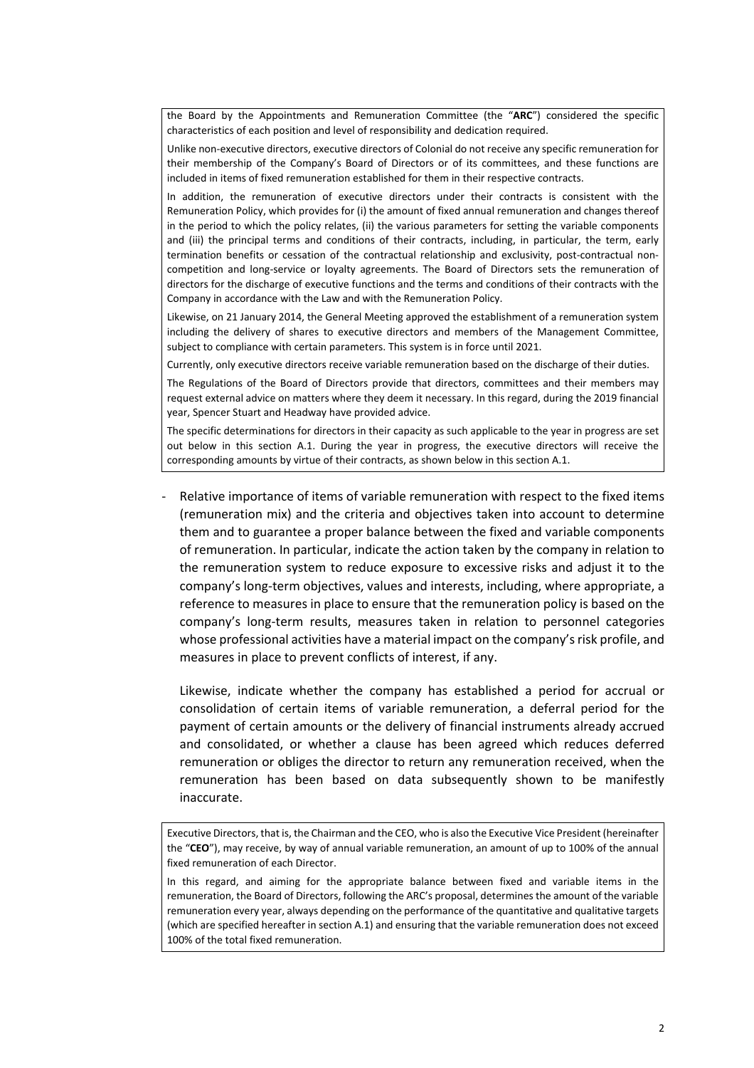the Board by the Appointments and Remuneration Committee (the "**ARC**") considered the specific characteristics of each position and level of responsibility and dedication required.

Unlike non-executive directors, executive directors of Colonial do not receive any specific remuneration for their membership of the Company's Board of Directors or of its committees, and these functions are included in items of fixed remuneration established for them in their respective contracts.

In addition, the remuneration of executive directors under their contracts is consistent with the Remuneration Policy, which provides for (i) the amount of fixed annual remuneration and changes thereof in the period to which the policy relates, (ii) the various parameters for setting the variable components and (iii) the principal terms and conditions of their contracts, including, in particular, the term, early termination benefits or cessation of the contractual relationship and exclusivity, post-contractual non-competition and long-service or loyalty agreements. The Board of Directors sets the remuneration of directors for the discharge of executive functions and the terms and conditions of their contracts with the Company in accordance with the Law and with the Remuneration Policy.

Likewise, on 21 January 2014, the General Meeting approved the establishment of a remuneration system including the delivery of shares to executive directors and members of the Management Committee, subject to compliance with certain parameters. This system is in force until 2021.

Currently, only executive directors receive variable remuneration based on the discharge of their duties.

The Regulations of the Board of Directors provide that directors, committees and their members may request external advice on matters where they deem it necessary. In this regard, during the 2019 financial year, Spencer Stuart and Headway have provided advice.

The specific determinations for directors in their capacity as such applicable to the year in progress are set out below in this section A.1. During the year in progress, the executive directors will receive the corresponding amounts by virtue of their contracts, as shown below in this section A.1.

- Relative importance of items of variable remuneration with respect to the fixed items (remuneration mix) and the criteria and objectives taken into account to determine them and to guarantee a proper balance between the fixed and variable components of remuneration. In particular, indicate the action taken by the company in relation to the remuneration system to reduce exposure to excessive risks and adjust it to the company's long-term objectives, values and interests, including, where appropriate, a reference to measures in place to ensure that the remuneration policy is based on the company's long-term results, measures taken in relation to personnel categories whose professional activities have a material impact on the company's risk profile, and measures in place to prevent conflicts of interest, if any.

  Likewise, indicate whether the company has established a period for accrual or consolidation of certain items of variable remuneration, a deferral period for the payment of certain amounts or the delivery of financial instruments already accrued and consolidated, or whether a clause has been agreed which reduces deferred remuneration or obliges the director to return any remuneration received, when the remuneration has been based on data subsequently shown to be manifestly inaccurate.

Executive Directors, that is, the Chairman and the CEO, who is also the Executive Vice President (hereinafter the "**CEO**"), may receive, by way of annual variable remuneration, an amount of up to 100% of the annual fixed remuneration of each Director.

In this regard, and aiming for the appropriate balance between fixed and variable items in the remuneration, the Board of Directors, following the ARC's proposal, determines the amount of the variable remuneration every year, always depending on the performance of the quantitative and qualitative targets (which are specified hereafter in section A.1) and ensuring that the variable remuneration does not exceed 100% of the total fixed remuneration.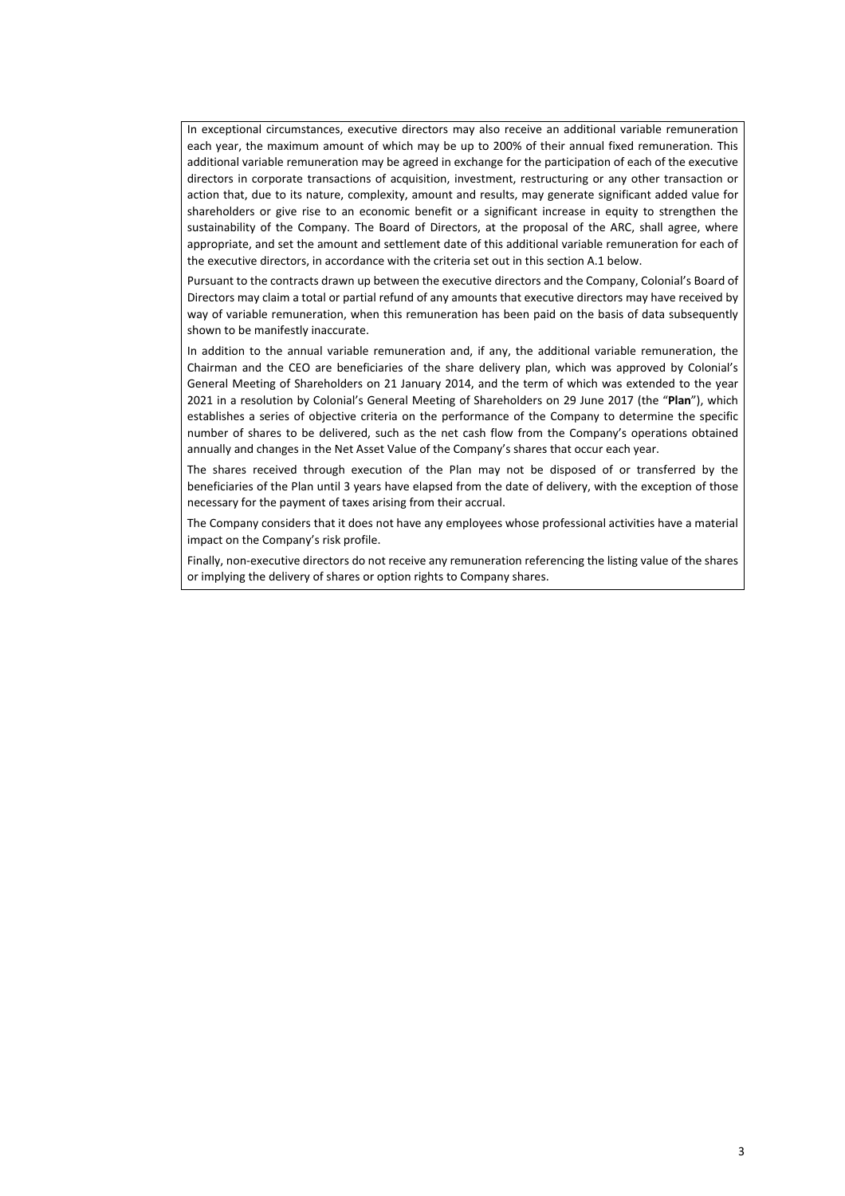In exceptional circumstances, executive directors may also receive an additional variable remuneration each year, the maximum amount of which may be up to 200% of their annual fixed remuneration. This additional variable remuneration may be agreed in exchange for the participation of each of the executive directors in corporate transactions of acquisition, investment, restructuring or any other transaction or action that, due to its nature, complexity, amount and results, may generate significant added value for shareholders or give rise to an economic benefit or a significant increase in equity to strengthen the sustainability of the Company. The Board of Directors, at the proposal of the ARC, shall agree, where appropriate, and set the amount and settlement date of this additional variable remuneration for each of the executive directors, in accordance with the criteria set out in this section A.1 below.

Pursuant to the contracts drawn up between the executive directors and the Company, Colonial's Board of Directors may claim a total or partial refund of any amounts that executive directors may have received by way of variable remuneration, when this remuneration has been paid on the basis of data subsequently shown to be manifestly inaccurate.

In addition to the annual variable remuneration and, if any, the additional variable remuneration, the Chairman and the CEO are beneficiaries of the share delivery plan, which was approved by Colonial's General Meeting of Shareholders on 21 January 2014, and the term of which was extended to the year 2021 in a resolution by Colonial's General Meeting of Shareholders on 29 June 2017 (the "**Plan**"), which establishes a series of objective criteria on the performance of the Company to determine the specific number of shares to be delivered, such as the net cash flow from the Company's operations obtained annually and changes in the Net Asset Value of the Company's shares that occur each year.

The shares received through execution of the Plan may not be disposed of or transferred by the beneficiaries of the Plan until 3 years have elapsed from the date of delivery, with the exception of those necessary for the payment of taxes arising from their accrual.

The Company considers that it does not have any employees whose professional activities have a material impact on the Company's risk profile.

Finally, non-executive directors do not receive any remuneration referencing the listing value of the shares or implying the delivery of shares or option rights to Company shares.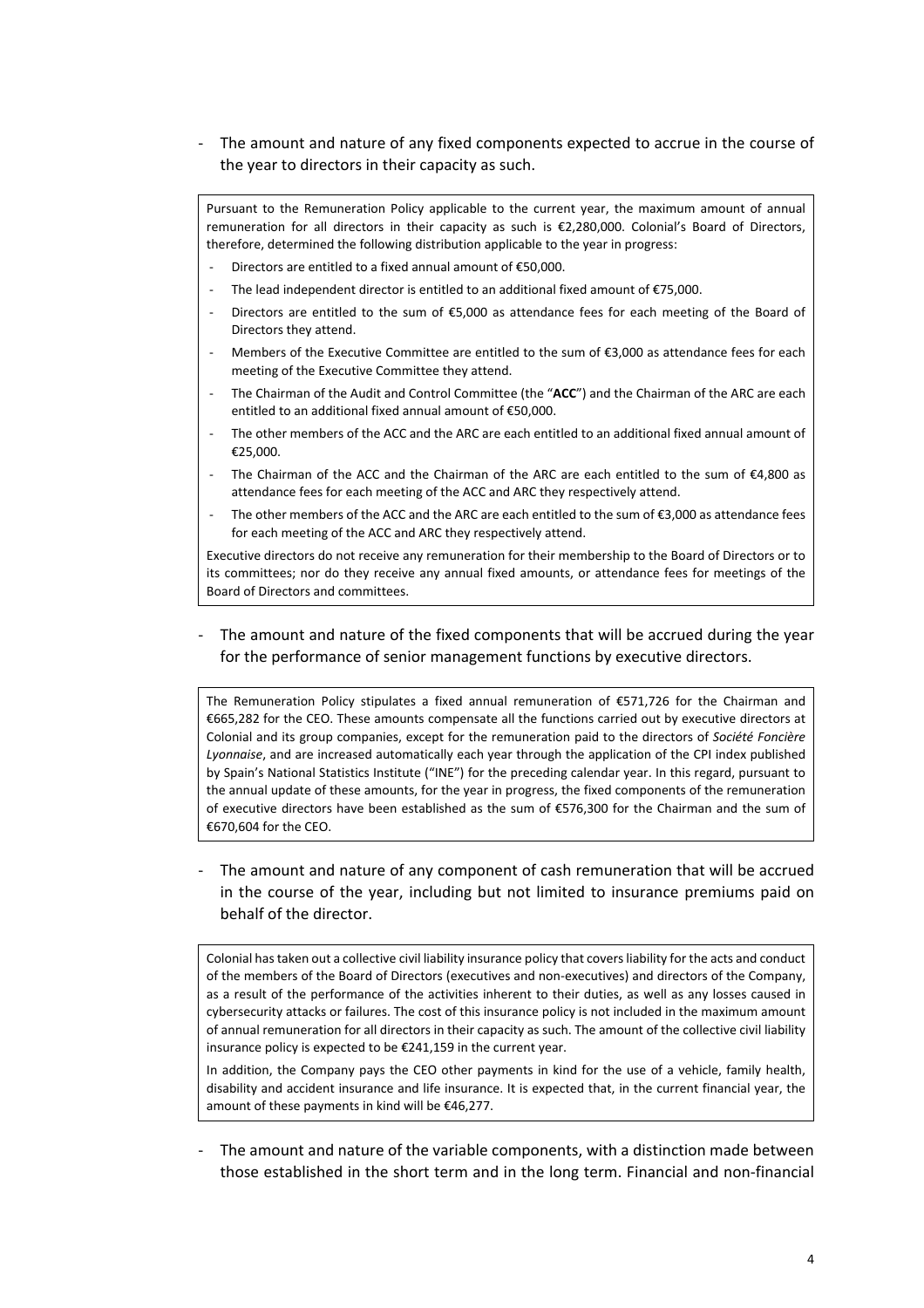- The amount and nature of any fixed components expected to accrue in the course of the year to directors in their capacity as such.

Pursuant to the Remuneration Policy applicable to the current year, the maximum amount of annual remuneration for all directors in their capacity as such is €2,280,000. Colonial's Board of Directors, therefore, determined the following distribution applicable to the year in progress:

- Directors are entitled to a fixed annual amount of €50,000.
- The lead independent director is entitled to an additional fixed amount of €75,000.
- Directors are entitled to the sum of €5,000 as attendance fees for each meeting of the Board of Directors they attend.
- Members of the Executive Committee are entitled to the sum of €3,000 as attendance fees for each meeting of the Executive Committee they attend.
- The Chairman of the Audit and Control Committee (the "**ACC**") and the Chairman of the ARC are each entitled to an additional fixed annual amount of €50,000.
- The other members of the ACC and the ARC are each entitled to an additional fixed annual amount of €25,000.
- The Chairman of the ACC and the Chairman of the ARC are each entitled to the sum of €4,800 as attendance fees for each meeting of the ACC and ARC they respectively attend.
- The other members of the ACC and the ARC are each entitled to the sum of €3,000 as attendance fees for each meeting of the ACC and ARC they respectively attend.

Executive directors do not receive any remuneration for their membership to the Board of Directors or to its committees; nor do they receive any annual fixed amounts, or attendance fees for meetings of the Board of Directors and committees.

- The amount and nature of the fixed components that will be accrued during the year for the performance of senior management functions by executive directors.

The Remuneration Policy stipulates a fixed annual remuneration of €571,726 for the Chairman and €665,282 for the CEO. These amounts compensate all the functions carried out by executive directors at Colonial and its group companies, except for the remuneration paid to the directors of *Société Foncière Lyonnaise*, and are increased automatically each year through the application of the CPI index published by Spain's National Statistics Institute ("INE") for the preceding calendar year. In this regard, pursuant to the annual update of these amounts, for the year in progress, the fixed components of the remuneration of executive directors have been established as the sum of €576,300 for the Chairman and the sum of €670,604 for the CEO.

- The amount and nature of any component of cash remuneration that will be accrued in the course of the year, including but not limited to insurance premiums paid on behalf of the director.

Colonial has taken out a collective civil liability insurance policy that covers liability for the acts and conduct of the members of the Board of Directors (executives and non-executives) and directors of the Company, as a result of the performance of the activities inherent to their duties, as well as any losses caused in cybersecurity attacks or failures. The cost of this insurance policy is not included in the maximum amount of annual remuneration for all directors in their capacity as such. The amount of the collective civil liability insurance policy is expected to be €241,159 in the current year.

In addition, the Company pays the CEO other payments in kind for the use of a vehicle, family health, disability and accident insurance and life insurance. It is expected that, in the current financial year, the amount of these payments in kind will be €46,277.

- The amount and nature of the variable components, with a distinction made between those established in the short term and in the long term. Financial and non-financial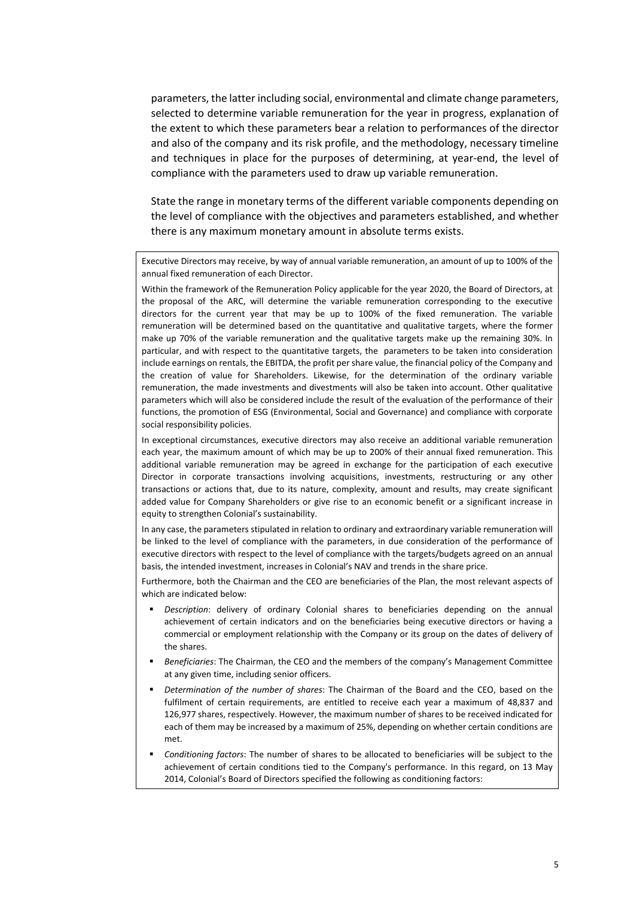parameters, the latter including social, environmental and climate change parameters, selected to determine variable remuneration for the year in progress, explanation of the extent to which these parameters bear a relation to performances of the director and also of the company and its risk profile, and the methodology, necessary timeline and techniques in place for the purposes of determining, at year-end, the level of compliance with the parameters used to draw up variable remuneration.

State the range in monetary terms of the different variable components depending on the level of compliance with the objectives and parameters established, and whether there is any maximum monetary amount in absolute terms exists.

Executive Directors may receive, by way of annual variable remuneration, an amount of up to 100% of the annual fixed remuneration of each Director.

Within the framework of the Remuneration Policy applicable for the year 2020, the Board of Directors, at the proposal of the ARC, will determine the variable remuneration corresponding to the executive directors for the current year that may be up to 100% of the fixed remuneration. The variable remuneration will be determined based on the quantitative and qualitative targets, where the former make up 70% of the variable remuneration and the qualitative targets make up the remaining 30%. In particular, and with respect to the quantitative targets, the parameters to be taken into consideration include earnings on rentals, the EBITDA, the profit per share value, the financial policy of the Company and the creation of value for Shareholders. Likewise, for the determination of the ordinary variable remuneration, the made investments and divestments will also be taken into account. Other qualitative parameters which will also be considered include the result of the evaluation of the performance of their functions, the promotion of ESG (Environmental, Social and Governance) and compliance with corporate social responsibility policies.

In exceptional circumstances, executive directors may also receive an additional variable remuneration each year, the maximum amount of which may be up to 200% of their annual fixed remuneration. This additional variable remuneration may be agreed in exchange for the participation of each executive Director in corporate transactions involving acquisitions, investments, restructuring or any other transactions or actions that, due to its nature, complexity, amount and results, may create significant added value for Company Shareholders or give rise to an economic benefit or a significant increase in equity to strengthen Colonial's sustainability.

In any case, the parameters stipulated in relation to ordinary and extraordinary variable remuneration will be linked to the level of compliance with the parameters, in due consideration of the performance of executive directors with respect to the level of compliance with the targets/budgets agreed on an annual basis, the intended investment, increases in Colonial's NAV and trends in the share price.

Furthermore, both the Chairman and the CEO are beneficiaries of the Plan, the most relevant aspects of which are indicated below:

- *Description*: delivery of ordinary Colonial shares to beneficiaries depending on the annual achievement of certain indicators and on the beneficiaries being executive directors or having a commercial or employment relationship with the Company or its group on the dates of delivery of the shares.
- *Beneficiaries*: The Chairman, the CEO and the members of the company's Management Committee at any given time, including senior officers.
- *Determination of the number of shares*: The Chairman of the Board and the CEO, based on the fulfilment of certain requirements, are entitled to receive each year a maximum of 48,837 and 126,977 shares, respectively. However, the maximum number of shares to be received indicated for each of them may be increased by a maximum of 25%, depending on whether certain conditions are met.
- *Conditioning factors*: The number of shares to be allocated to beneficiaries will be subject to the achievement of certain conditions tied to the Company's performance. In this regard, on 13 May 2014, Colonial's Board of Directors specified the following as conditioning factors: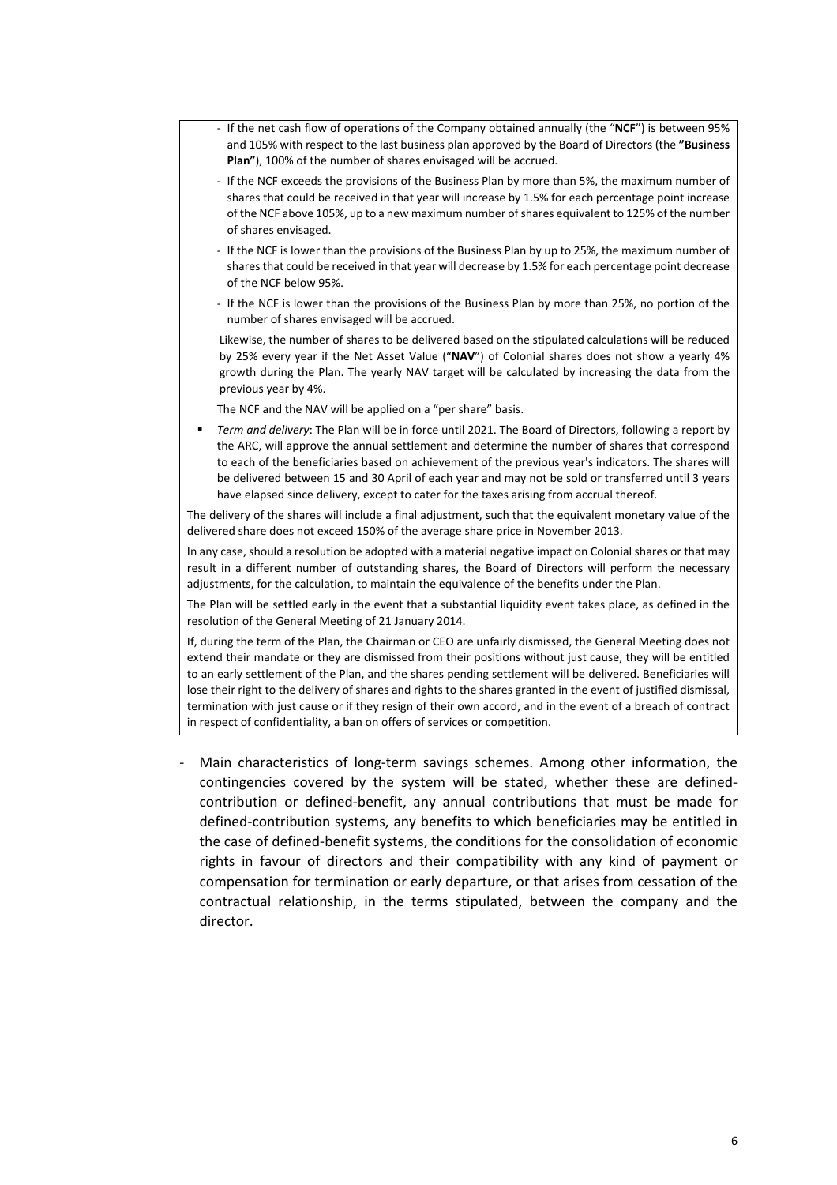- If the net cash flow of operations of the Company obtained annually (the "**NCF**") is between 95% and 105% with respect to the last business plan approved by the Board of Directors (the **"Business Plan"**), 100% of the number of shares envisaged will be accrued.
- If the NCF exceeds the provisions of the Business Plan by more than 5%, the maximum number of shares that could be received in that year will increase by 1.5% for each percentage point increase of the NCF above 105%, up to a new maximum number of shares equivalent to 125% of the number of shares envisaged.
- If the NCF is lower than the provisions of the Business Plan by up to 25%, the maximum number of shares that could be received in that year will decrease by 1.5% for each percentage point decrease of the NCF below 95%.
- If the NCF is lower than the provisions of the Business Plan by more than 25%, no portion of the number of shares envisaged will be accrued.

Likewise, the number of shares to be delivered based on the stipulated calculations will be reduced by 25% every year if the Net Asset Value ("**NAV**") of Colonial shares does not show a yearly 4% growth during the Plan. The yearly NAV target will be calculated by increasing the data from the previous year by 4%.

The NCF and the NAV will be applied on a "per share" basis.

- *Term and delivery*: The Plan will be in force until 2021. The Board of Directors, following a report by the ARC, will approve the annual settlement and determine the number of shares that correspond to each of the beneficiaries based on achievement of the previous year's indicators. The shares will be delivered between 15 and 30 April of each year and may not be sold or transferred until 3 years have elapsed since delivery, except to cater for the taxes arising from accrual thereof.

The delivery of the shares will include a final adjustment, such that the equivalent monetary value of the delivered share does not exceed 150% of the average share price in November 2013.

In any case, should a resolution be adopted with a material negative impact on Colonial shares or that may result in a different number of outstanding shares, the Board of Directors will perform the necessary adjustments, for the calculation, to maintain the equivalence of the benefits under the Plan.

The Plan will be settled early in the event that a substantial liquidity event takes place, as defined in the resolution of the General Meeting of 21 January 2014.

If, during the term of the Plan, the Chairman or CEO are unfairly dismissed, the General Meeting does not extend their mandate or they are dismissed from their positions without just cause, they will be entitled to an early settlement of the Plan, and the shares pending settlement will be delivered. Beneficiaries will lose their right to the delivery of shares and rights to the shares granted in the event of justified dismissal, termination with just cause or if they resign of their own accord, and in the event of a breach of contract in respect of confidentiality, a ban on offers of services or competition.

- Main characteristics of long-term savings schemes. Among other information, the contingencies covered by the system will be stated, whether these are defined-contribution or defined-benefit, any annual contributions that must be made for defined-contribution systems, any benefits to which beneficiaries may be entitled in the case of defined-benefit systems, the conditions for the consolidation of economic rights in favour of directors and their compatibility with any kind of payment or compensation for termination or early departure, or that arises from cessation of the contractual relationship, in the terms stipulated, between the company and the director.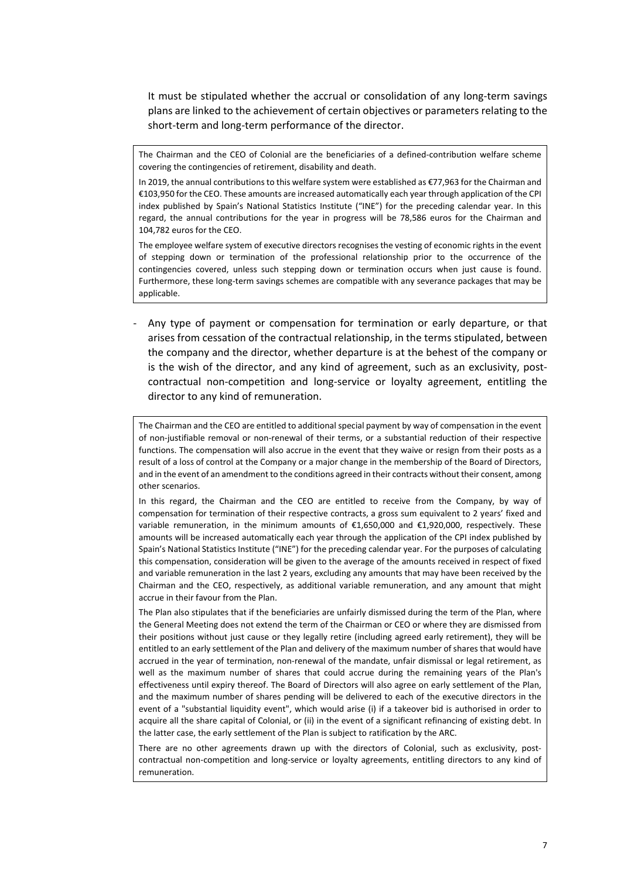It must be stipulated whether the accrual or consolidation of any long-term savings plans are linked to the achievement of certain objectives or parameters relating to the short-term and long-term performance of the director.

> The Chairman and the CEO of Colonial are the beneficiaries of a defined-contribution welfare scheme covering the contingencies of retirement, disability and death.
>
> In 2019, the annual contributions to this welfare system were established as €77,963 for the Chairman and €103,950 for the CEO. These amounts are increased automatically each year through application of the CPI index published by Spain's National Statistics Institute ("INE") for the preceding calendar year. In this regard, the annual contributions for the year in progress will be 78,586 euros for the Chairman and 104,782 euros for the CEO.
>
> The employee welfare system of executive directors recognises the vesting of economic rights in the event of stepping down or termination of the professional relationship prior to the occurrence of the contingencies covered, unless such stepping down or termination occurs when just cause is found. Furthermore, these long-term savings schemes are compatible with any severance packages that may be applicable.

- Any type of payment or compensation for termination or early departure, or that arises from cessation of the contractual relationship, in the terms stipulated, between the company and the director, whether departure is at the behest of the company or is the wish of the director, and any kind of agreement, such as an exclusivity, post-contractual non-competition and long-service or loyalty agreement, entitling the director to any kind of remuneration.

> The Chairman and the CEO are entitled to additional special payment by way of compensation in the event of non-justifiable removal or non-renewal of their terms, or a substantial reduction of their respective functions. The compensation will also accrue in the event that they waive or resign from their posts as a result of a loss of control at the Company or a major change in the membership of the Board of Directors, and in the event of an amendment to the conditions agreed in their contracts without their consent, among other scenarios.
>
> In this regard, the Chairman and the CEO are entitled to receive from the Company, by way of compensation for termination of their respective contracts, a gross sum equivalent to 2 years' fixed and variable remuneration, in the minimum amounts of €1,650,000 and €1,920,000, respectively. These amounts will be increased automatically each year through the application of the CPI index published by Spain's National Statistics Institute ("INE") for the preceding calendar year. For the purposes of calculating this compensation, consideration will be given to the average of the amounts received in respect of fixed and variable remuneration in the last 2 years, excluding any amounts that may have been received by the Chairman and the CEO, respectively, as additional variable remuneration, and any amount that might accrue in their favour from the Plan.
>
> The Plan also stipulates that if the beneficiaries are unfairly dismissed during the term of the Plan, where the General Meeting does not extend the term of the Chairman or CEO or where they are dismissed from their positions without just cause or they legally retire (including agreed early retirement), they will be entitled to an early settlement of the Plan and delivery of the maximum number of shares that would have accrued in the year of termination, non-renewal of the mandate, unfair dismissal or legal retirement, as well as the maximum number of shares that could accrue during the remaining years of the Plan's effectiveness until expiry thereof. The Board of Directors will also agree on early settlement of the Plan, and the maximum number of shares pending will be delivered to each of the executive directors in the event of a "substantial liquidity event", which would arise (i) if a takeover bid is authorised in order to acquire all the share capital of Colonial, or (ii) in the event of a significant refinancing of existing debt. In the latter case, the early settlement of the Plan is subject to ratification by the ARC.
>
> There are no other agreements drawn up with the directors of Colonial, such as exclusivity, post-contractual non-competition and long-service or loyalty agreements, entitling directors to any kind of remuneration.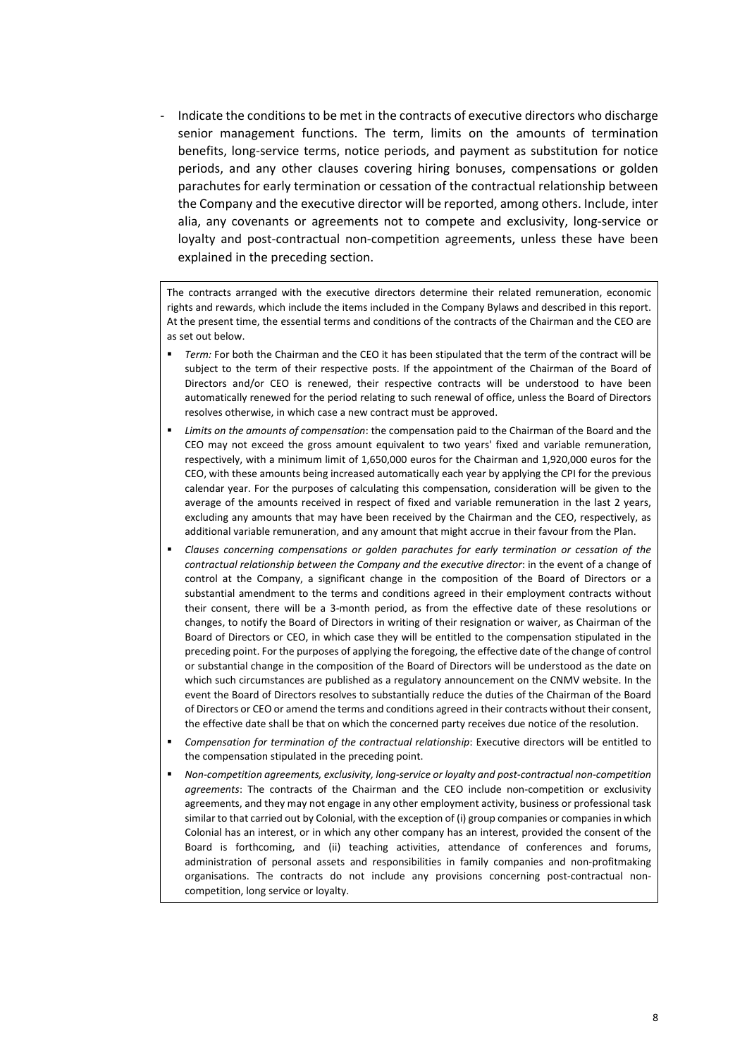- Indicate the conditions to be met in the contracts of executive directors who discharge senior management functions. The term, limits on the amounts of termination benefits, long-service terms, notice periods, and payment as substitution for notice periods, and any other clauses covering hiring bonuses, compensations or golden parachutes for early termination or cessation of the contractual relationship between the Company and the executive director will be reported, among others. Include, inter alia, any covenants or agreements not to compete and exclusivity, long-service or loyalty and post-contractual non-competition agreements, unless these have been explained in the preceding section.

The contracts arranged with the executive directors determine their related remuneration, economic rights and rewards, which include the items included in the Company Bylaws and described in this report. At the present time, the essential terms and conditions of the contracts of the Chairman and the CEO are as set out below.

- *Term:* For both the Chairman and the CEO it has been stipulated that the term of the contract will be subject to the term of their respective posts. If the appointment of the Chairman of the Board of Directors and/or CEO is renewed, their respective contracts will be understood to have been automatically renewed for the period relating to such renewal of office, unless the Board of Directors resolves otherwise, in which case a new contract must be approved.
- *Limits on the amounts of compensation*: the compensation paid to the Chairman of the Board and the CEO may not exceed the gross amount equivalent to two years' fixed and variable remuneration, respectively, with a minimum limit of 1,650,000 euros for the Chairman and 1,920,000 euros for the CEO, with these amounts being increased automatically each year by applying the CPI for the previous calendar year. For the purposes of calculating this compensation, consideration will be given to the average of the amounts received in respect of fixed and variable remuneration in the last 2 years, excluding any amounts that may have been received by the Chairman and the CEO, respectively, as additional variable remuneration, and any amount that might accrue in their favour from the Plan.
- *Clauses concerning compensations or golden parachutes for early termination or cessation of the contractual relationship between the Company and the executive director*: in the event of a change of control at the Company, a significant change in the composition of the Board of Directors or a substantial amendment to the terms and conditions agreed in their employment contracts without their consent, there will be a 3-month period, as from the effective date of these resolutions or changes, to notify the Board of Directors in writing of their resignation or waiver, as Chairman of the Board of Directors or CEO, in which case they will be entitled to the compensation stipulated in the preceding point. For the purposes of applying the foregoing, the effective date of the change of control or substantial change in the composition of the Board of Directors will be understood as the date on which such circumstances are published as a regulatory announcement on the CNMV website. In the event the Board of Directors resolves to substantially reduce the duties of the Chairman of the Board of Directors or CEO or amend the terms and conditions agreed in their contracts without their consent, the effective date shall be that on which the concerned party receives due notice of the resolution.
- *Compensation for termination of the contractual relationship*: Executive directors will be entitled to the compensation stipulated in the preceding point.
- *Non-competition agreements, exclusivity, long-service or loyalty and post-contractual non-competition agreements*: The contracts of the Chairman and the CEO include non-competition or exclusivity agreements, and they may not engage in any other employment activity, business or professional task similar to that carried out by Colonial, with the exception of (i) group companies or companies in which Colonial has an interest, or in which any other company has an interest, provided the consent of the Board is forthcoming, and (ii) teaching activities, attendance of conferences and forums, administration of personal assets and responsibilities in family companies and non-profitmaking organisations. The contracts do not include any provisions concerning post-contractual non-competition, long service or loyalty.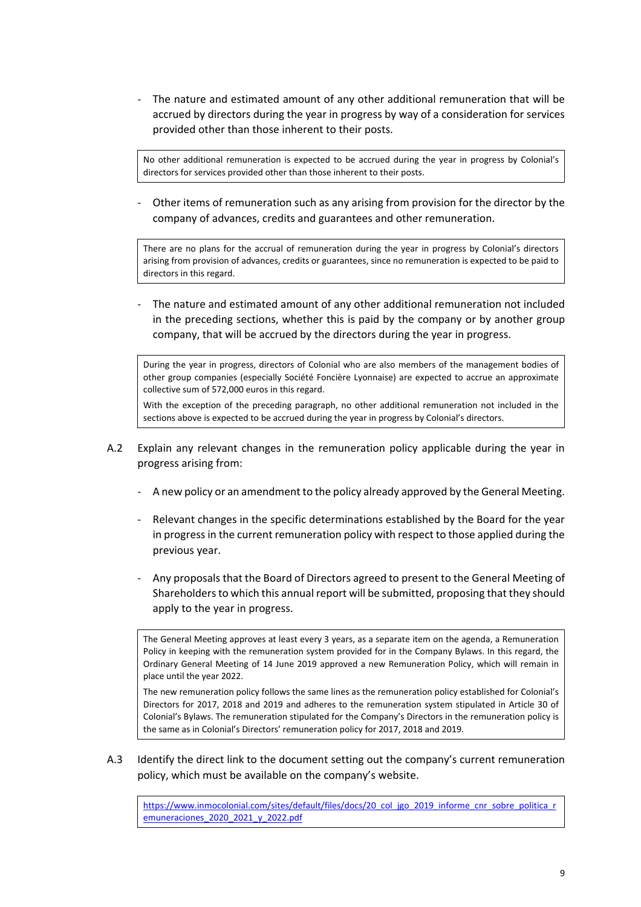- The nature and estimated amount of any other additional remuneration that will be accrued by directors during the year in progress by way of a consideration for services provided other than those inherent to their posts.

> No other additional remuneration is expected to be accrued during the year in progress by Colonial's directors for services provided other than those inherent to their posts.

- Other items of remuneration such as any arising from provision for the director by the company of advances, credits and guarantees and other remuneration.

> There are no plans for the accrual of remuneration during the year in progress by Colonial's directors arising from provision of advances, credits or guarantees, since no remuneration is expected to be paid to directors in this regard.

- The nature and estimated amount of any other additional remuneration not included in the preceding sections, whether this is paid by the company or by another group company, that will be accrued by the directors during the year in progress.

> During the year in progress, directors of Colonial who are also members of the management bodies of other group companies (especially Société Foncière Lyonnaise) are expected to accrue an approximate collective sum of 572,000 euros in this regard.
>
> With the exception of the preceding paragraph, no other additional remuneration not included in the sections above is expected to be accrued during the year in progress by Colonial's directors.

A.2 Explain any relevant changes in the remuneration policy applicable during the year in progress arising from:

- A new policy or an amendment to the policy already approved by the General Meeting.
- Relevant changes in the specific determinations established by the Board for the year in progress in the current remuneration policy with respect to those applied during the previous year.
- Any proposals that the Board of Directors agreed to present to the General Meeting of Shareholders to which this annual report will be submitted, proposing that they should apply to the year in progress.

> The General Meeting approves at least every 3 years, as a separate item on the agenda, a Remuneration Policy in keeping with the remuneration system provided for in the Company Bylaws. In this regard, the Ordinary General Meeting of 14 June 2019 approved a new Remuneration Policy, which will remain in place until the year 2022.
>
> The new remuneration policy follows the same lines as the remuneration policy established for Colonial's Directors for 2017, 2018 and 2019 and adheres to the remuneration system stipulated in Article 30 of Colonial's Bylaws. The remuneration stipulated for the Company's Directors in the remuneration policy is the same as in Colonial's Directors' remuneration policy for 2017, 2018 and 2019.

A.3 Identify the direct link to the document setting out the company's current remuneration policy, which must be available on the company's website.

> https://www.inmocolonial.com/sites/default/files/docs/20_col_jgo_2019_informe_cnr_sobre_politica_remuneraciones_2020_2021_y_2022.pdf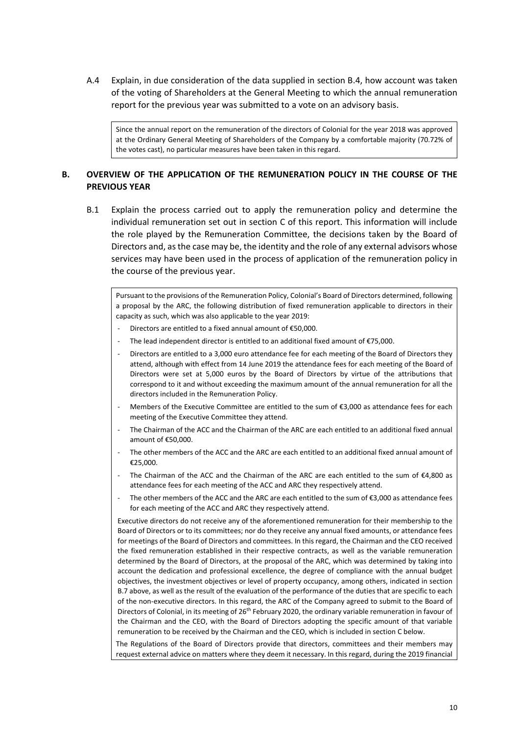A.4 Explain, in due consideration of the data supplied in section B.4, how account was taken of the voting of Shareholders at the General Meeting to which the annual remuneration report for the previous year was submitted to a vote on an advisory basis.

> Since the annual report on the remuneration of the directors of Colonial for the year 2018 was approved at the Ordinary General Meeting of Shareholders of the Company by a comfortable majority (70.72% of the votes cast), no particular measures have been taken in this regard.

## B. OVERVIEW OF THE APPLICATION OF THE REMUNERATION POLICY IN THE COURSE OF THE PREVIOUS YEAR

B.1 Explain the process carried out to apply the remuneration policy and determine the individual remuneration set out in section C of this report. This information will include the role played by the Remuneration Committee, the decisions taken by the Board of Directors and, as the case may be, the identity and the role of any external advisors whose services may have been used in the process of application of the remuneration policy in the course of the previous year.

Pursuant to the provisions of the Remuneration Policy, Colonial's Board of Directors determined, following a proposal by the ARC, the following distribution of fixed remuneration applicable to directors in their capacity as such, which was also applicable to the year 2019:

- Directors are entitled to a fixed annual amount of €50,000.
- The lead independent director is entitled to an additional fixed amount of €75,000.
- Directors are entitled to a 3,000 euro attendance fee for each meeting of the Board of Directors they attend, although with effect from 14 June 2019 the attendance fees for each meeting of the Board of Directors were set at 5,000 euros by the Board of Directors by virtue of the attributions that correspond to it and without exceeding the maximum amount of the annual remuneration for all the directors included in the Remuneration Policy.
- Members of the Executive Committee are entitled to the sum of €3,000 as attendance fees for each meeting of the Executive Committee they attend.
- The Chairman of the ACC and the Chairman of the ARC are each entitled to an additional fixed annual amount of €50,000.
- The other members of the ACC and the ARC are each entitled to an additional fixed annual amount of €25,000.
- The Chairman of the ACC and the Chairman of the ARC are each entitled to the sum of €4,800 as attendance fees for each meeting of the ACC and ARC they respectively attend.
- The other members of the ACC and the ARC are each entitled to the sum of €3,000 as attendance fees for each meeting of the ACC and ARC they respectively attend.

Executive directors do not receive any of the aforementioned remuneration for their membership to the Board of Directors or to its committees; nor do they receive any annual fixed amounts, or attendance fees for meetings of the Board of Directors and committees. In this regard, the Chairman and the CEO received the fixed remuneration established in their respective contracts, as well as the variable remuneration determined by the Board of Directors, at the proposal of the ARC, which was determined by taking into account the dedication and professional excellence, the degree of compliance with the annual budget objectives, the investment objectives or level of property occupancy, among others, indicated in section B.7 above, as well as the result of the evaluation of the performance of the duties that are specific to each of the non-executive directors. In this regard, the ARC of the Company agreed to submit to the Board of Directors of Colonial, in its meeting of 26th February 2020, the ordinary variable remuneration in favour of the Chairman and the CEO, with the Board of Directors adopting the specific amount of that variable remuneration to be received by the Chairman and the CEO, which is included in section C below.

The Regulations of the Board of Directors provide that directors, committees and their members may request external advice on matters where they deem it necessary. In this regard, during the 2019 financial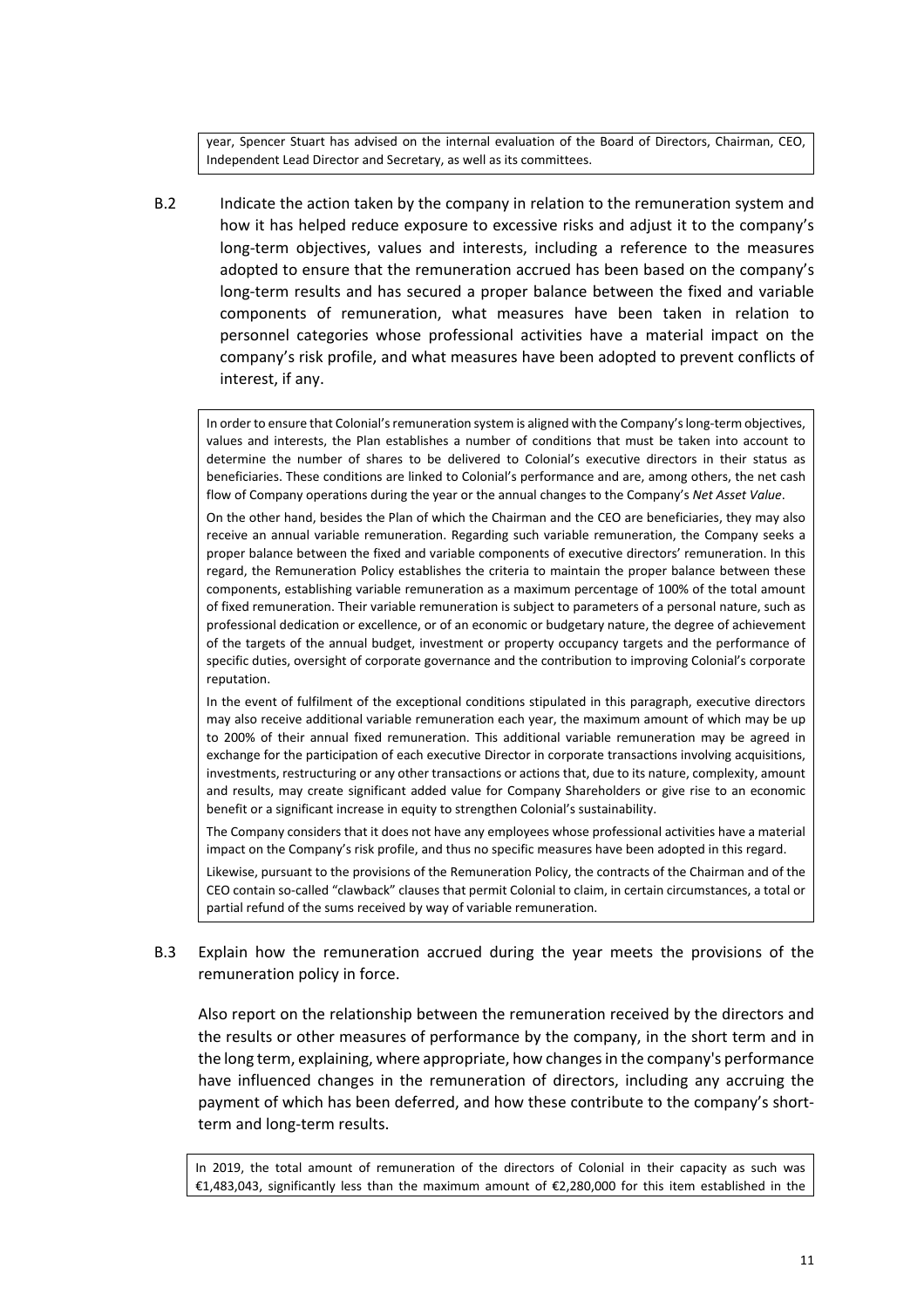year, Spencer Stuart has advised on the internal evaluation of the Board of Directors, Chairman, CEO, Independent Lead Director and Secretary, as well as its committees.

B.2 Indicate the action taken by the company in relation to the remuneration system and how it has helped reduce exposure to excessive risks and adjust it to the company's long-term objectives, values and interests, including a reference to the measures adopted to ensure that the remuneration accrued has been based on the company's long-term results and has secured a proper balance between the fixed and variable components of remuneration, what measures have been taken in relation to personnel categories whose professional activities have a material impact on the company's risk profile, and what measures have been adopted to prevent conflicts of interest, if any.

In order to ensure that Colonial's remuneration system is aligned with the Company's long-term objectives, values and interests, the Plan establishes a number of conditions that must be taken into account to determine the number of shares to be delivered to Colonial's executive directors in their status as beneficiaries. These conditions are linked to Colonial's performance and are, among others, the net cash flow of Company operations during the year or the annual changes to the Company's *Net Asset Value*.

On the other hand, besides the Plan of which the Chairman and the CEO are beneficiaries, they may also receive an annual variable remuneration. Regarding such variable remuneration, the Company seeks a proper balance between the fixed and variable components of executive directors' remuneration. In this regard, the Remuneration Policy establishes the criteria to maintain the proper balance between these components, establishing variable remuneration as a maximum percentage of 100% of the total amount of fixed remuneration. Their variable remuneration is subject to parameters of a personal nature, such as professional dedication or excellence, or of an economic or budgetary nature, the degree of achievement of the targets of the annual budget, investment or property occupancy targets and the performance of specific duties, oversight of corporate governance and the contribution to improving Colonial's corporate reputation.

In the event of fulfilment of the exceptional conditions stipulated in this paragraph, executive directors may also receive additional variable remuneration each year, the maximum amount of which may be up to 200% of their annual fixed remuneration. This additional variable remuneration may be agreed in exchange for the participation of each executive Director in corporate transactions involving acquisitions, investments, restructuring or any other transactions or actions that, due to its nature, complexity, amount and results, may create significant added value for Company Shareholders or give rise to an economic benefit or a significant increase in equity to strengthen Colonial's sustainability.

The Company considers that it does not have any employees whose professional activities have a material impact on the Company's risk profile, and thus no specific measures have been adopted in this regard.

Likewise, pursuant to the provisions of the Remuneration Policy, the contracts of the Chairman and of the CEO contain so-called "clawback" clauses that permit Colonial to claim, in certain circumstances, a total or partial refund of the sums received by way of variable remuneration.

B.3 Explain how the remuneration accrued during the year meets the provisions of the remuneration policy in force.

Also report on the relationship between the remuneration received by the directors and the results or other measures of performance by the company, in the short term and in the long term, explaining, where appropriate, how changes in the company's performance have influenced changes in the remuneration of directors, including any accruing the payment of which has been deferred, and how these contribute to the company's short-term and long-term results.

In 2019, the total amount of remuneration of the directors of Colonial in their capacity as such was €1,483,043, significantly less than the maximum amount of €2,280,000 for this item established in the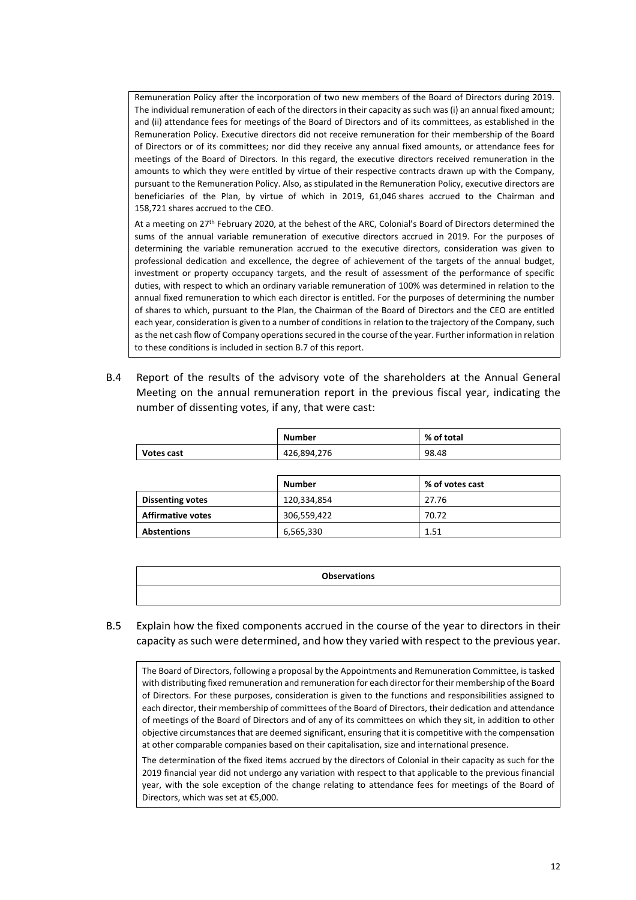Remuneration Policy after the incorporation of two new members of the Board of Directors during 2019. The individual remuneration of each of the directors in their capacity as such was (i) an annual fixed amount; and (ii) attendance fees for meetings of the Board of Directors and of its committees, as established in the Remuneration Policy. Executive directors did not receive remuneration for their membership of the Board of Directors or of its committees; nor did they receive any annual fixed amounts, or attendance fees for meetings of the Board of Directors. In this regard, the executive directors received remuneration in the amounts to which they were entitled by virtue of their respective contracts drawn up with the Company, pursuant to the Remuneration Policy. Also, as stipulated in the Remuneration Policy, executive directors are beneficiaries of the Plan, by virtue of which in 2019, 61,046 shares accrued to the Chairman and 158,721 shares accrued to the CEO.

At a meeting on 27th February 2020, at the behest of the ARC, Colonial's Board of Directors determined the sums of the annual variable remuneration of executive directors accrued in 2019. For the purposes of determining the variable remuneration accrued to the executive directors, consideration was given to professional dedication and excellence, the degree of achievement of the targets of the annual budget, investment or property occupancy targets, and the result of assessment of the performance of specific duties, with respect to which an ordinary variable remuneration of 100% was determined in relation to the annual fixed remuneration to which each director is entitled. For the purposes of determining the number of shares to which, pursuant to the Plan, the Chairman of the Board of Directors and the CEO are entitled each year, consideration is given to a number of conditions in relation to the trajectory of the Company, such as the net cash flow of Company operations secured in the course of the year. Further information in relation to these conditions is included in section B.7 of this report.

## B.4 Report of the results of the advisory vote of the shareholders at the Annual General Meeting on the annual remuneration report in the previous fiscal year, indicating the number of dissenting votes, if any, that were cast:

| | Number | % of total |
|---|---|---|
| **Votes cast** | 426,894,276 | 98.48 |

| | Number | % of votes cast |
|---|---|---|
| **Dissenting votes** | 120,334,854 | 27.76 |
| **Affirmative votes** | 306,559,422 | 70.72 |
| **Abstentions** | 6,565,330 | 1.51 |

| Observations |
|---|
| |

## B.5 Explain how the fixed components accrued in the course of the year to directors in their capacity as such were determined, and how they varied with respect to the previous year.

The Board of Directors, following a proposal by the Appointments and Remuneration Committee, is tasked with distributing fixed remuneration and remuneration for each director for their membership of the Board of Directors. For these purposes, consideration is given to the functions and responsibilities assigned to each director, their membership of committees of the Board of Directors, their dedication and attendance of meetings of the Board of Directors and of any of its committees on which they sit, in addition to other objective circumstances that are deemed significant, ensuring that it is competitive with the compensation at other comparable companies based on their capitalisation, size and international presence.

The determination of the fixed items accrued by the directors of Colonial in their capacity as such for the 2019 financial year did not undergo any variation with respect to that applicable to the previous financial year, with the sole exception of the change relating to attendance fees for meetings of the Board of Directors, which was set at €5,000.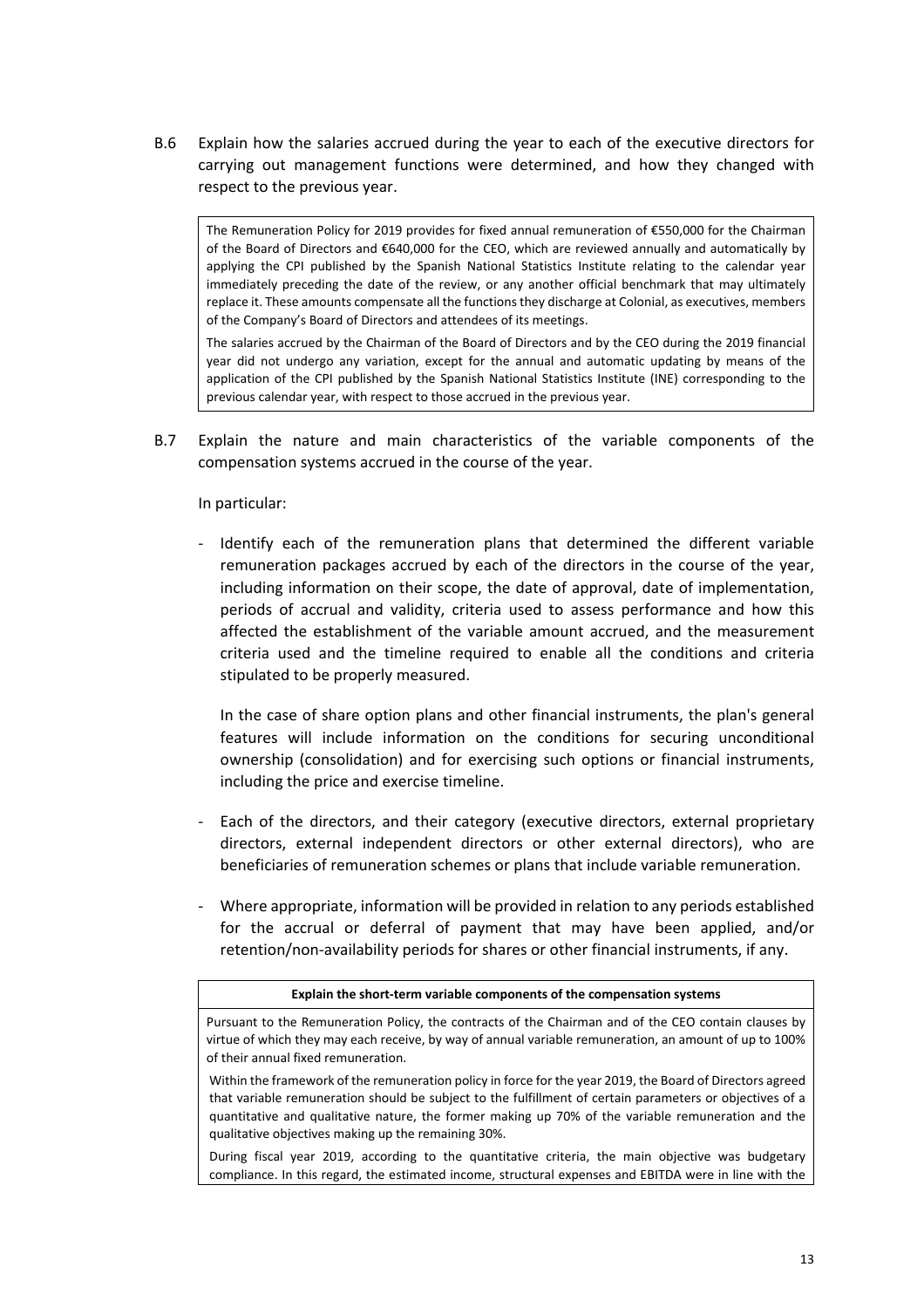B.6 Explain how the salaries accrued during the year to each of the executive directors for carrying out management functions were determined, and how they changed with respect to the previous year.

> The Remuneration Policy for 2019 provides for fixed annual remuneration of €550,000 for the Chairman of the Board of Directors and €640,000 for the CEO, which are reviewed annually and automatically by applying the CPI published by the Spanish National Statistics Institute relating to the calendar year immediately preceding the date of the review, or any another official benchmark that may ultimately replace it. These amounts compensate all the functions they discharge at Colonial, as executives, members of the Company's Board of Directors and attendees of its meetings.
>
> The salaries accrued by the Chairman of the Board of Directors and by the CEO during the 2019 financial year did not undergo any variation, except for the annual and automatic updating by means of the application of the CPI published by the Spanish National Statistics Institute (INE) corresponding to the previous calendar year, with respect to those accrued in the previous year.

B.7 Explain the nature and main characteristics of the variable components of the compensation systems accrued in the course of the year.

In particular:

- Identify each of the remuneration plans that determined the different variable remuneration packages accrued by each of the directors in the course of the year, including information on their scope, the date of approval, date of implementation, periods of accrual and validity, criteria used to assess performance and how this affected the establishment of the variable amount accrued, and the measurement criteria used and the timeline required to enable all the conditions and criteria stipulated to be properly measured.

  In the case of share option plans and other financial instruments, the plan's general features will include information on the conditions for securing unconditional ownership (consolidation) and for exercising such options or financial instruments, including the price and exercise timeline.

- Each of the directors, and their category (executive directors, external proprietary directors, external independent directors or other external directors), who are beneficiaries of remuneration schemes or plans that include variable remuneration.

- Where appropriate, information will be provided in relation to any periods established for the accrual or deferral of payment that may have been applied, and/or retention/non-availability periods for shares or other financial instruments, if any.

> **Explain the short-term variable components of the compensation systems**
>
> Pursuant to the Remuneration Policy, the contracts of the Chairman and of the CEO contain clauses by virtue of which they may each receive, by way of annual variable remuneration, an amount of up to 100% of their annual fixed remuneration.
>
> Within the framework of the remuneration policy in force for the year 2019, the Board of Directors agreed that variable remuneration should be subject to the fulfillment of certain parameters or objectives of a quantitative and qualitative nature, the former making up 70% of the variable remuneration and the qualitative objectives making up the remaining 30%.
>
> During fiscal year 2019, according to the quantitative criteria, the main objective was budgetary compliance. In this regard, the estimated income, structural expenses and EBITDA were in line with the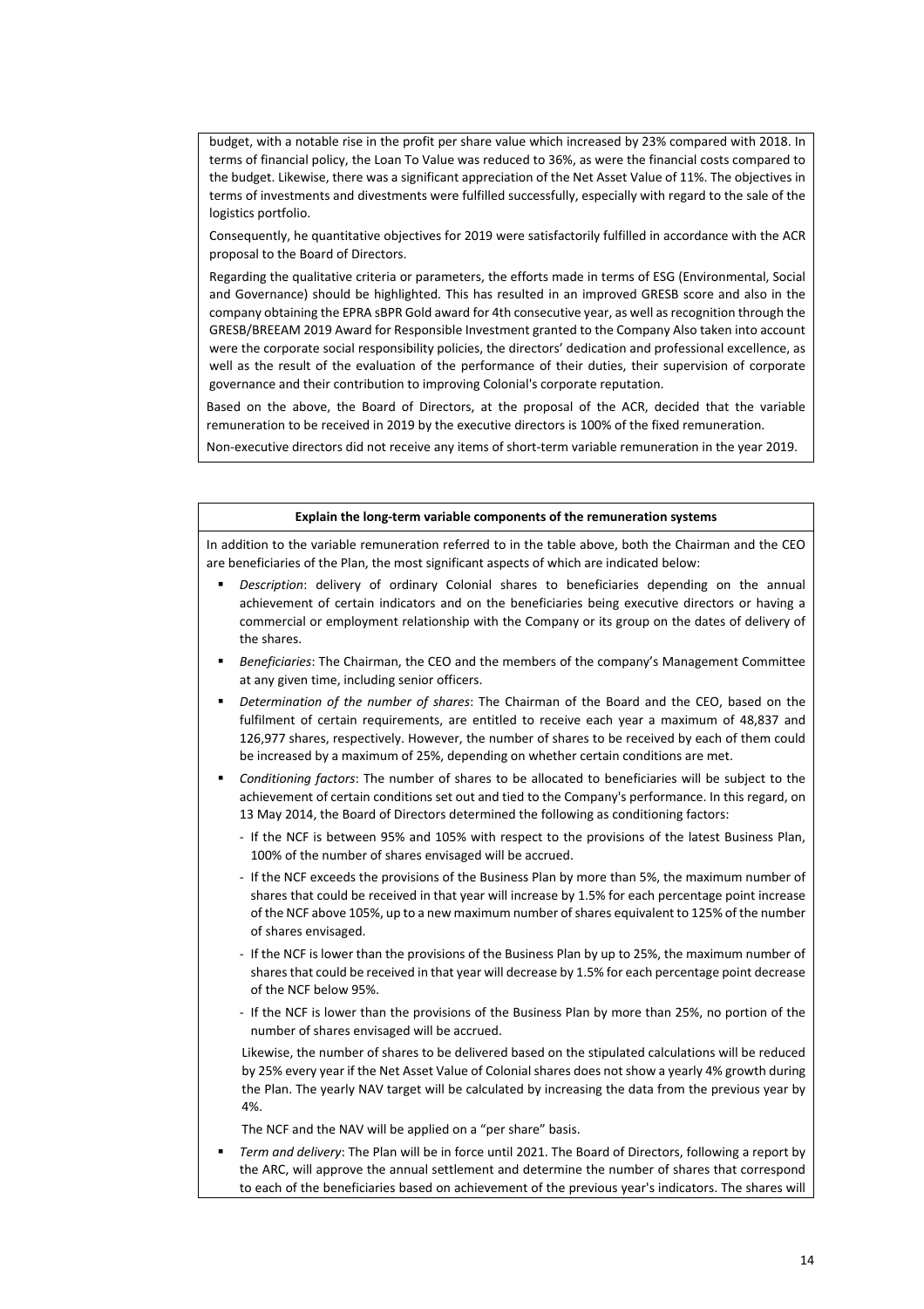budget, with a notable rise in the profit per share value which increased by 23% compared with 2018. In terms of financial policy, the Loan To Value was reduced to 36%, as were the financial costs compared to the budget. Likewise, there was a significant appreciation of the Net Asset Value of 11%. The objectives in terms of investments and divestments were fulfilled successfully, especially with regard to the sale of the logistics portfolio.

Consequently, he quantitative objectives for 2019 were satisfactorily fulfilled in accordance with the ACR proposal to the Board of Directors.

Regarding the qualitative criteria or parameters, the efforts made in terms of ESG (Environmental, Social and Governance) should be highlighted. This has resulted in an improved GRESB score and also in the company obtaining the EPRA sBPR Gold award for 4th consecutive year, as well as recognition through the GRESB/BREEAM 2019 Award for Responsible Investment granted to the Company Also taken into account were the corporate social responsibility policies, the directors' dedication and professional excellence, as well as the result of the evaluation of the performance of their duties, their supervision of corporate governance and their contribution to improving Colonial's corporate reputation.

Based on the above, the Board of Directors, at the proposal of the ACR, decided that the variable remuneration to be received in 2019 by the executive directors is 100% of the fixed remuneration.

Non-executive directors did not receive any items of short-term variable remuneration in the year 2019.

**Explain the long-term variable components of the remuneration systems**

In addition to the variable remuneration referred to in the table above, both the Chairman and the CEO are beneficiaries of the Plan, the most significant aspects of which are indicated below:

- *Description*: delivery of ordinary Colonial shares to beneficiaries depending on the annual achievement of certain indicators and on the beneficiaries being executive directors or having a commercial or employment relationship with the Company or its group on the dates of delivery of the shares.
- *Beneficiaries*: The Chairman, the CEO and the members of the company's Management Committee at any given time, including senior officers.
- *Determination of the number of shares*: The Chairman of the Board and the CEO, based on the fulfilment of certain requirements, are entitled to receive each year a maximum of 48,837 and 126,977 shares, respectively. However, the number of shares to be received by each of them could be increased by a maximum of 25%, depending on whether certain conditions are met.
- *Conditioning factors*: The number of shares to be allocated to beneficiaries will be subject to the achievement of certain conditions set out and tied to the Company's performance. In this regard, on 13 May 2014, the Board of Directors determined the following as conditioning factors:
  - If the NCF is between 95% and 105% with respect to the provisions of the latest Business Plan, 100% of the number of shares envisaged will be accrued.
  - If the NCF exceeds the provisions of the Business Plan by more than 5%, the maximum number of shares that could be received in that year will increase by 1.5% for each percentage point increase of the NCF above 105%, up to a new maximum number of shares equivalent to 125% of the number of shares envisaged.
  - If the NCF is lower than the provisions of the Business Plan by up to 25%, the maximum number of shares that could be received in that year will decrease by 1.5% for each percentage point decrease of the NCF below 95%.
  - If the NCF is lower than the provisions of the Business Plan by more than 25%, no portion of the number of shares envisaged will be accrued.

  Likewise, the number of shares to be delivered based on the stipulated calculations will be reduced by 25% every year if the Net Asset Value of Colonial shares does not show a yearly 4% growth during the Plan. The yearly NAV target will be calculated by increasing the data from the previous year by 4%.

  The NCF and the NAV will be applied on a "per share" basis.
- *Term and delivery*: The Plan will be in force until 2021. The Board of Directors, following a report by the ARC, will approve the annual settlement and determine the number of shares that correspond to each of the beneficiaries based on achievement of the previous year's indicators. The shares will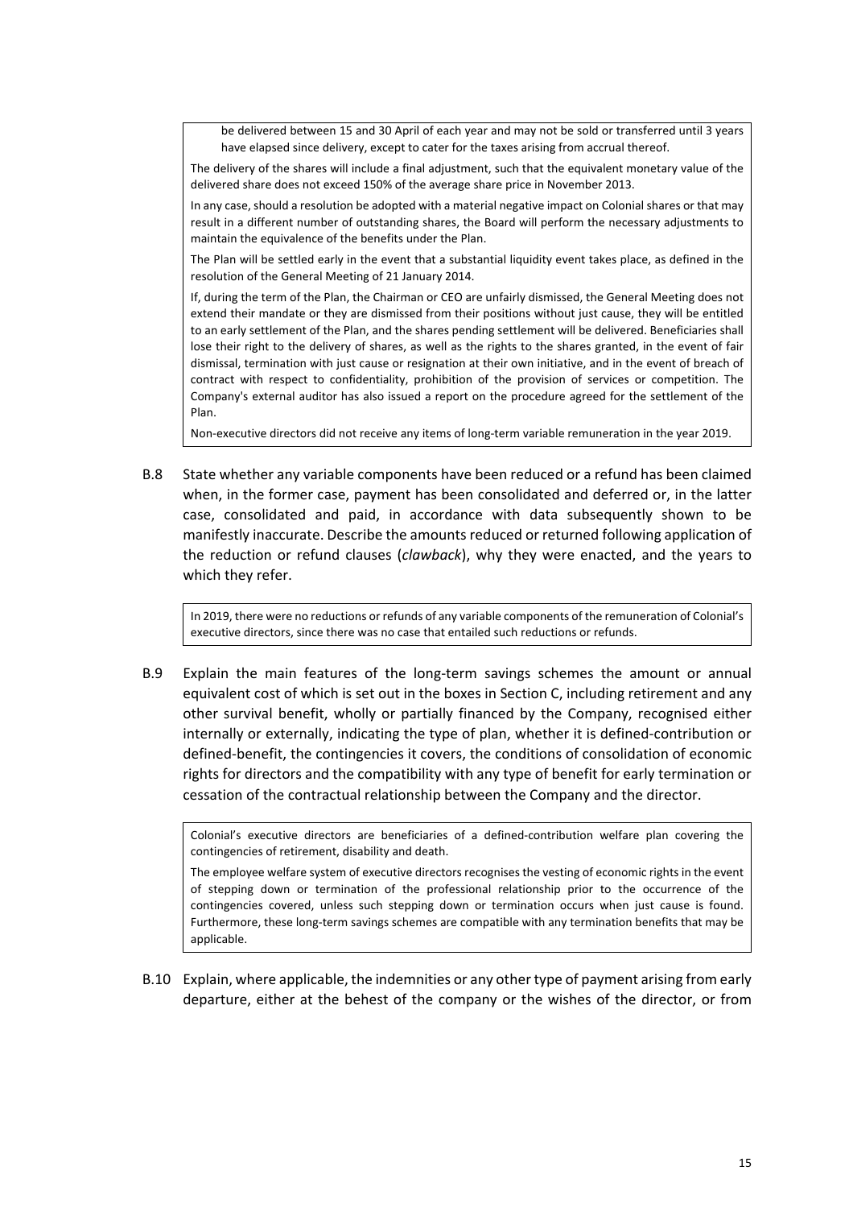be delivered between 15 and 30 April of each year and may not be sold or transferred until 3 years have elapsed since delivery, except to cater for the taxes arising from accrual thereof.

The delivery of the shares will include a final adjustment, such that the equivalent monetary value of the delivered share does not exceed 150% of the average share price in November 2013.

In any case, should a resolution be adopted with a material negative impact on Colonial shares or that may result in a different number of outstanding shares, the Board will perform the necessary adjustments to maintain the equivalence of the benefits under the Plan.

The Plan will be settled early in the event that a substantial liquidity event takes place, as defined in the resolution of the General Meeting of 21 January 2014.

If, during the term of the Plan, the Chairman or CEO are unfairly dismissed, the General Meeting does not extend their mandate or they are dismissed from their positions without just cause, they will be entitled to an early settlement of the Plan, and the shares pending settlement will be delivered. Beneficiaries shall lose their right to the delivery of shares, as well as the rights to the shares granted, in the event of fair dismissal, termination with just cause or resignation at their own initiative, and in the event of breach of contract with respect to confidentiality, prohibition of the provision of services or competition. The Company's external auditor has also issued a report on the procedure agreed for the settlement of the Plan.

Non-executive directors did not receive any items of long-term variable remuneration in the year 2019.

B.8 State whether any variable components have been reduced or a refund has been claimed when, in the former case, payment has been consolidated and deferred or, in the latter case, consolidated and paid, in accordance with data subsequently shown to be manifestly inaccurate. Describe the amounts reduced or returned following application of the reduction or refund clauses (*clawback*), why they were enacted, and the years to which they refer.

In 2019, there were no reductions or refunds of any variable components of the remuneration of Colonial's executive directors, since there was no case that entailed such reductions or refunds.

B.9 Explain the main features of the long-term savings schemes the amount or annual equivalent cost of which is set out in the boxes in Section C, including retirement and any other survival benefit, wholly or partially financed by the Company, recognised either internally or externally, indicating the type of plan, whether it is defined-contribution or defined-benefit, the contingencies it covers, the conditions of consolidation of economic rights for directors and the compatibility with any type of benefit for early termination or cessation of the contractual relationship between the Company and the director.

Colonial's executive directors are beneficiaries of a defined-contribution welfare plan covering the contingencies of retirement, disability and death.

The employee welfare system of executive directors recognises the vesting of economic rights in the event of stepping down or termination of the professional relationship prior to the occurrence of the contingencies covered, unless such stepping down or termination occurs when just cause is found. Furthermore, these long-term savings schemes are compatible with any termination benefits that may be applicable.

B.10 Explain, where applicable, the indemnities or any other type of payment arising from early departure, either at the behest of the company or the wishes of the director, or from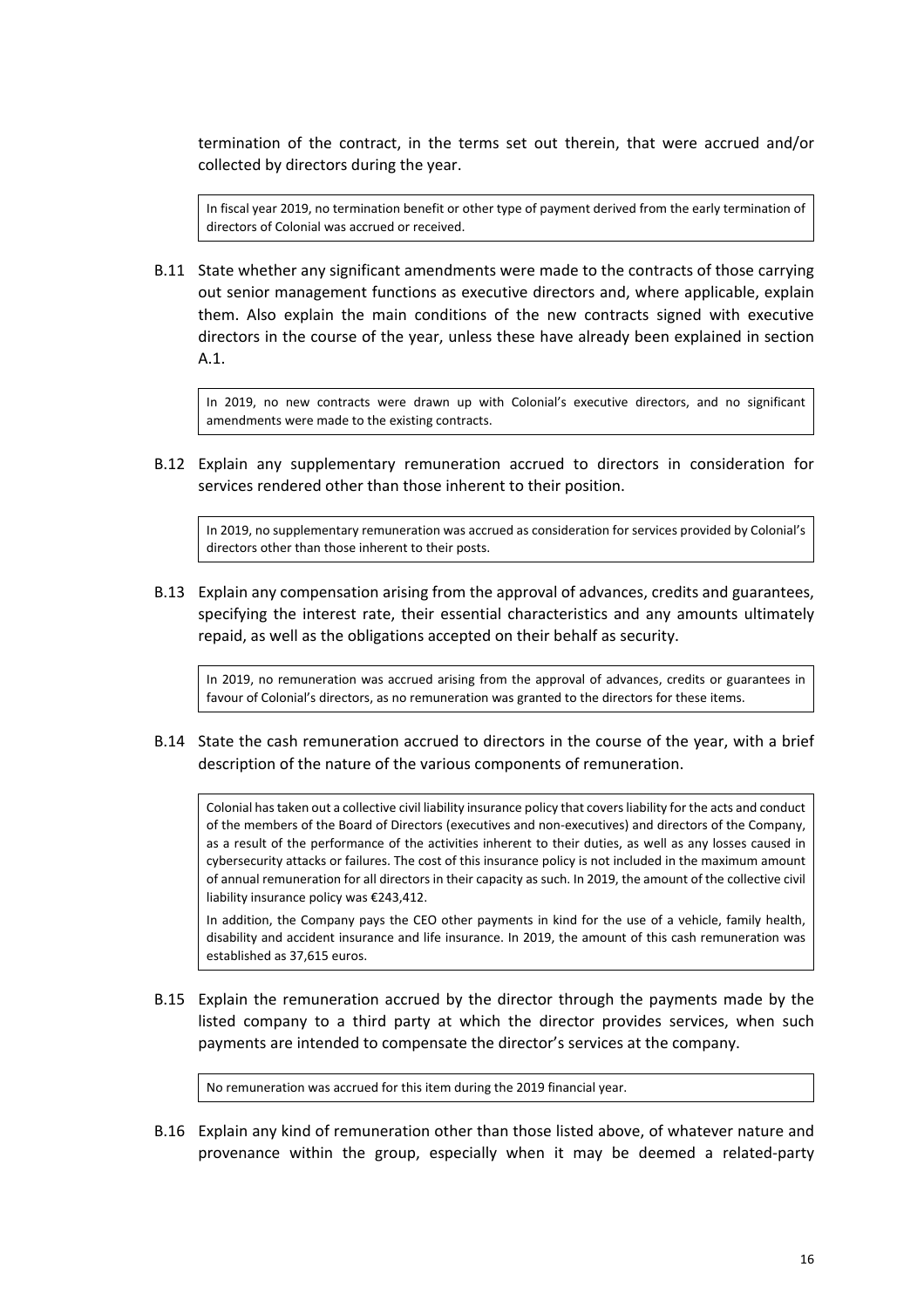termination of the contract, in the terms set out therein, that were accrued and/or collected by directors during the year.

> In fiscal year 2019, no termination benefit or other type of payment derived from the early termination of directors of Colonial was accrued or received.

B.11 State whether any significant amendments were made to the contracts of those carrying out senior management functions as executive directors and, where applicable, explain them. Also explain the main conditions of the new contracts signed with executive directors in the course of the year, unless these have already been explained in section A.1.

> In 2019, no new contracts were drawn up with Colonial's executive directors, and no significant amendments were made to the existing contracts.

B.12 Explain any supplementary remuneration accrued to directors in consideration for services rendered other than those inherent to their position.

> In 2019, no supplementary remuneration was accrued as consideration for services provided by Colonial's directors other than those inherent to their posts.

B.13 Explain any compensation arising from the approval of advances, credits and guarantees, specifying the interest rate, their essential characteristics and any amounts ultimately repaid, as well as the obligations accepted on their behalf as security.

> In 2019, no remuneration was accrued arising from the approval of advances, credits or guarantees in favour of Colonial's directors, as no remuneration was granted to the directors for these items.

B.14 State the cash remuneration accrued to directors in the course of the year, with a brief description of the nature of the various components of remuneration.

> Colonial has taken out a collective civil liability insurance policy that covers liability for the acts and conduct of the members of the Board of Directors (executives and non-executives) and directors of the Company, as a result of the performance of the activities inherent to their duties, as well as any losses caused in cybersecurity attacks or failures. The cost of this insurance policy is not included in the maximum amount of annual remuneration for all directors in their capacity as such. In 2019, the amount of the collective civil liability insurance policy was €243,412.
>
> In addition, the Company pays the CEO other payments in kind for the use of a vehicle, family health, disability and accident insurance and life insurance. In 2019, the amount of this cash remuneration was established as 37,615 euros.

B.15 Explain the remuneration accrued by the director through the payments made by the listed company to a third party at which the director provides services, when such payments are intended to compensate the director's services at the company.

> No remuneration was accrued for this item during the 2019 financial year.

B.16 Explain any kind of remuneration other than those listed above, of whatever nature and provenance within the group, especially when it may be deemed a related-party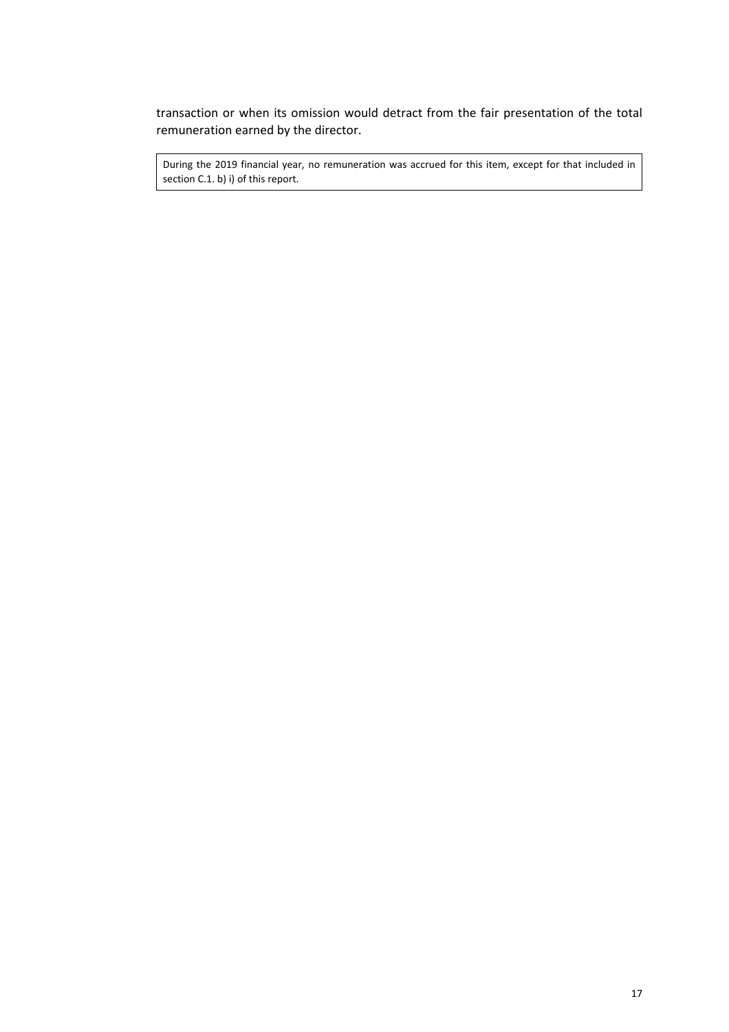transaction or when its omission would detract from the fair presentation of the total remuneration earned by the director.

| During the 2019 financial year, no remuneration was accrued for this item, except for that included in section C.1. b) i) of this report. |
|---|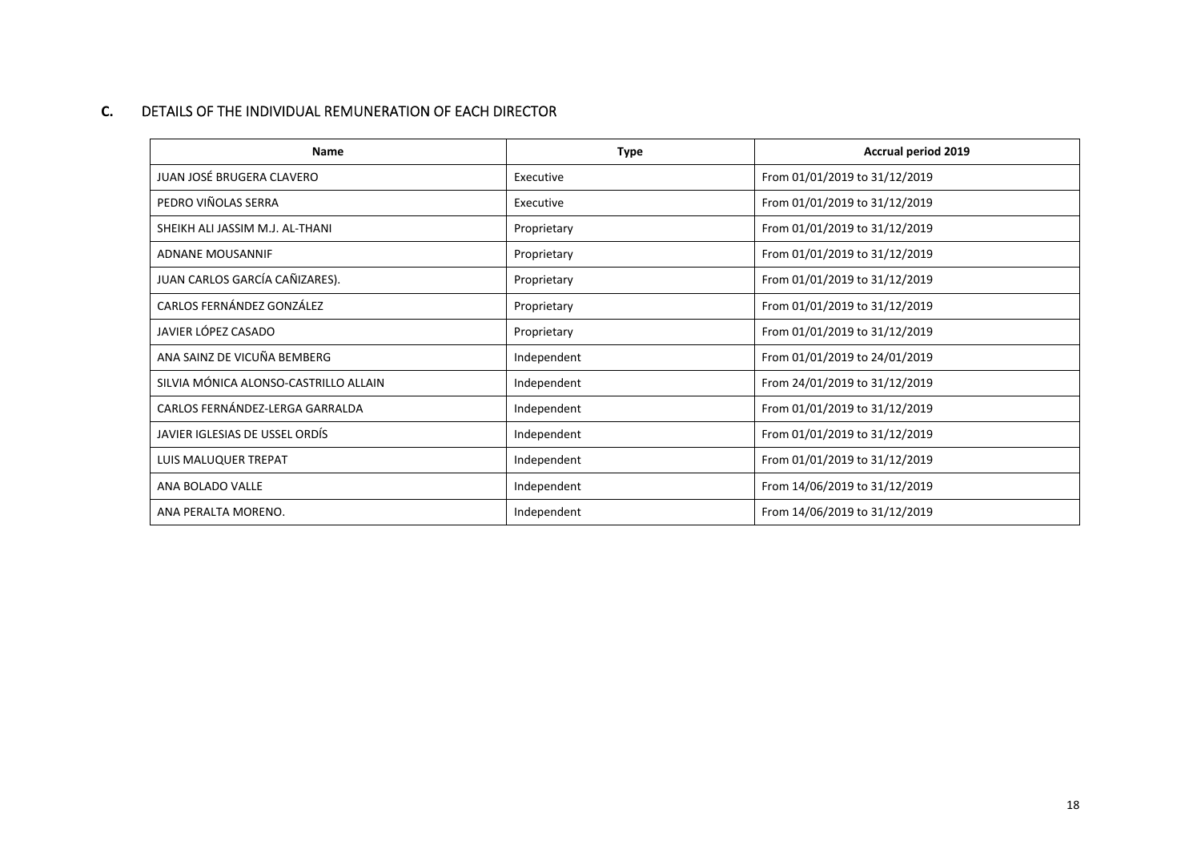## C. DETAILS OF THE INDIVIDUAL REMUNERATION OF EACH DIRECTOR

| Name | Type | Accrual period 2019 |
|---|---|---|
| JUAN JOSÉ BRUGERA CLAVERO | Executive | From 01/01/2019 to 31/12/2019 |
| PEDRO VIÑOLAS SERRA | Executive | From 01/01/2019 to 31/12/2019 |
| SHEIKH ALI JASSIM M.J. AL-THANI | Proprietary | From 01/01/2019 to 31/12/2019 |
| ADNANE MOUSANNIF | Proprietary | From 01/01/2019 to 31/12/2019 |
| JUAN CARLOS GARCÍA CAÑIZARES). | Proprietary | From 01/01/2019 to 31/12/2019 |
| CARLOS FERNÁNDEZ GONZÁLEZ | Proprietary | From 01/01/2019 to 31/12/2019 |
| JAVIER LÓPEZ CASADO | Proprietary | From 01/01/2019 to 31/12/2019 |
| ANA SAINZ DE VICUÑA BEMBERG | Independent | From 01/01/2019 to 24/01/2019 |
| SILVIA MÓNICA ALONSO-CASTRILLO ALLAIN | Independent | From 24/01/2019 to 31/12/2019 |
| CARLOS FERNÁNDEZ-LERGA GARRALDA | Independent | From 01/01/2019 to 31/12/2019 |
| JAVIER IGLESIAS DE USSEL ORDÍS | Independent | From 01/01/2019 to 31/12/2019 |
| LUIS MALUQUER TREPAT | Independent | From 01/01/2019 to 31/12/2019 |
| ANA BOLADO VALLE | Independent | From 14/06/2019 to 31/12/2019 |
| ANA PERALTA MORENO. | Independent | From 14/06/2019 to 31/12/2019 |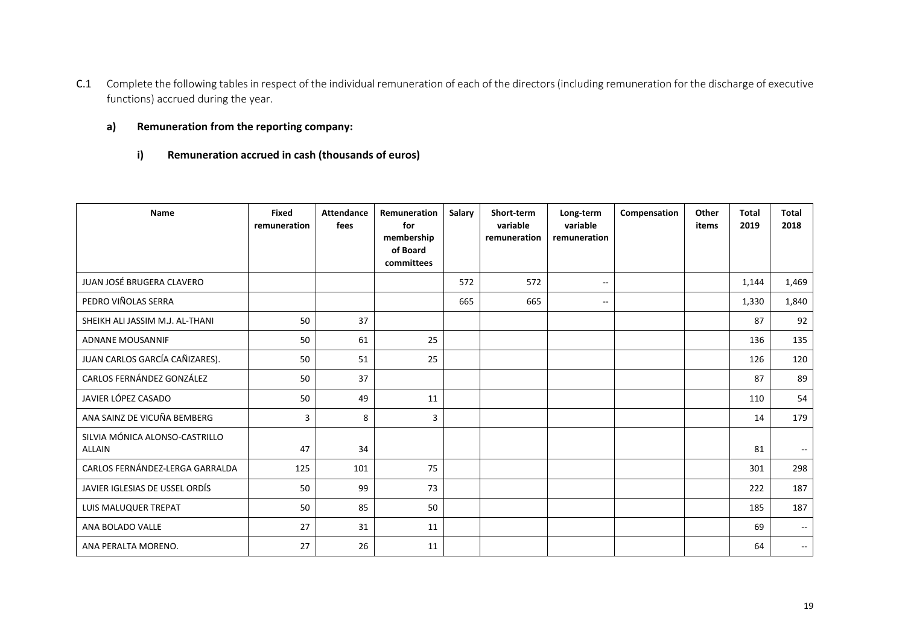C.1 Complete the following tables in respect of the individual remuneration of each of the directors (including remuneration for the discharge of executive functions) accrued during the year.

**a) Remuneration from the reporting company:**

**i) Remuneration accrued in cash (thousands of euros)**

| Name | Fixed remuneration | Attendance fees | Remuneration for membership of Board committees | Salary | Short-term variable remuneration | Long-term variable remuneration | Compensation | Other items | Total 2019 | Total 2018 |
|---|---|---|---|---|---|---|---|---|---|---|
| JUAN JOSÉ BRUGERA CLAVERO | | | | 572 | 572 | -- | | | 1,144 | 1,469 |
| PEDRO VIÑOLAS SERRA | | | | 665 | 665 | -- | | | 1,330 | 1,840 |
| SHEIKH ALI JASSIM M.J. AL-THANI | 50 | 37 | | | | | | | 87 | 92 |
| ADNANE MOUSANNIF | 50 | 61 | 25 | | | | | | 136 | 135 |
| JUAN CARLOS GARCÍA CAÑIZARES). | 50 | 51 | 25 | | | | | | 126 | 120 |
| CARLOS FERNÁNDEZ GONZÁLEZ | 50 | 37 | | | | | | | 87 | 89 |
| JAVIER LÓPEZ CASADO | 50 | 49 | 11 | | | | | | 110 | 54 |
| ANA SAINZ DE VICUÑA BEMBERG | 3 | 8 | 3 | | | | | | 14 | 179 |
| SILVIA MÓNICA ALONSO-CASTRILLO ALLAIN | 47 | 34 | | | | | | | 81 | -- |
| CARLOS FERNÁNDEZ-LERGA GARRALDA | 125 | 101 | 75 | | | | | | 301 | 298 |
| JAVIER IGLESIAS DE USSEL ORDÍS | 50 | 99 | 73 | | | | | | 222 | 187 |
| LUIS MALUQUER TREPAT | 50 | 85 | 50 | | | | | | 185 | 187 |
| ANA BOLADO VALLE | 27 | 31 | 11 | | | | | | 69 | -- |
| ANA PERALTA MORENO. | 27 | 26 | 11 | | | | | | 64 | -- |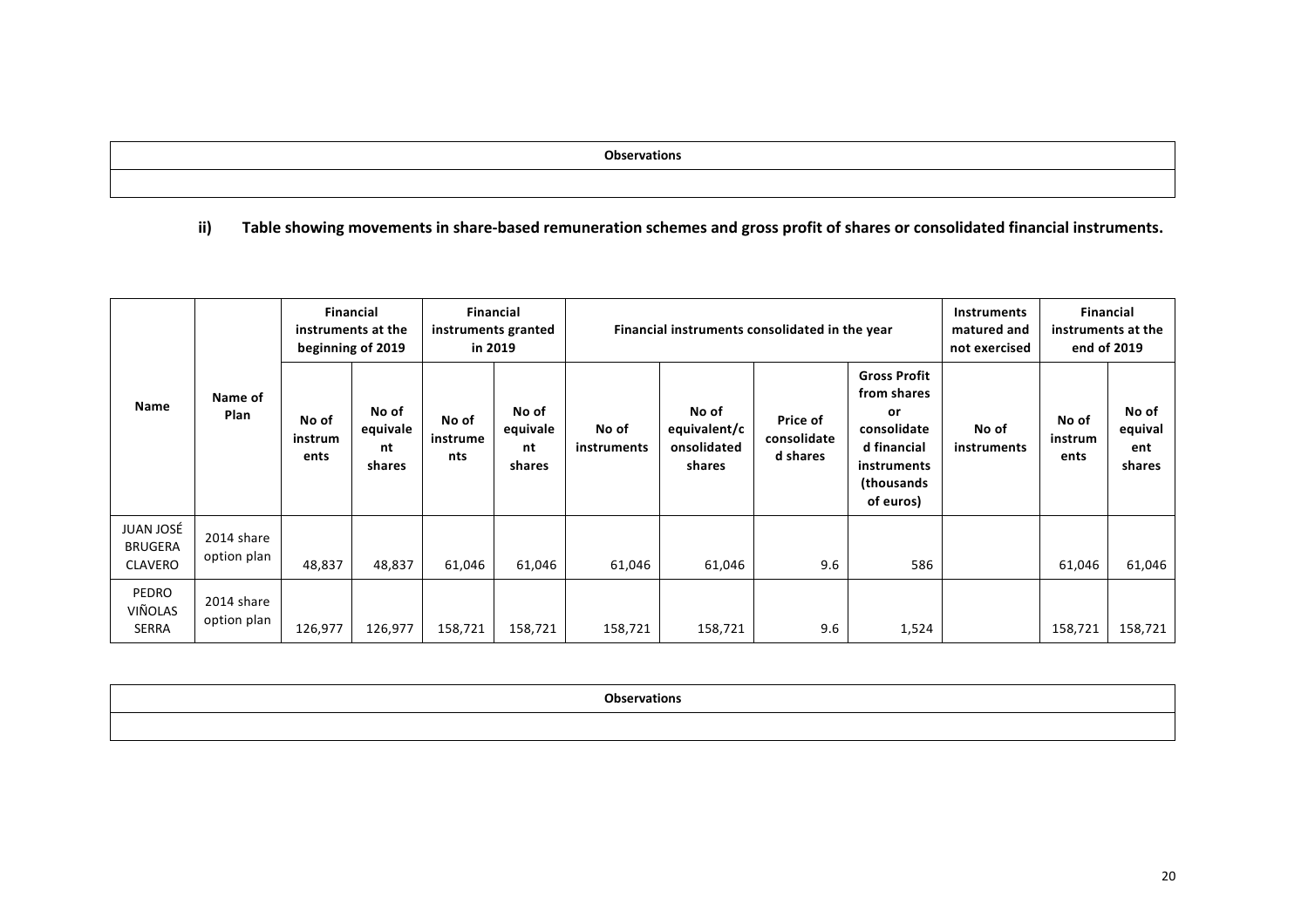| Observations |
|---|
| |

### ii) Table showing movements in share-based remuneration schemes and gross profit of shares or consolidated financial instruments.

| Name | Name of Plan | Financial instruments at the beginning of 2019 | | Financial instruments granted in 2019 | | Financial instruments consolidated in the year | | | | Instruments matured and not exercised | Financial instruments at the end of 2019 | |
|---|---|---|---|---|---|---|---|---|---|---|---|---|
| | | No of instruments | No of equivalent shares | No of instruments | No of equivalent shares | No of instruments | No of equivalent/consolidated shares | Price of consolidated shares | Gross Profit from shares or consolidated financial instruments (thousands of euros) | No of instruments | No of instruments | No of equivalent shares |
| JUAN JOSÉ BRUGERA CLAVERO | 2014 share option plan | 48,837 | 48,837 | 61,046 | 61,046 | 61,046 | 61,046 | 9.6 | 586 | | 61,046 | 61,046 |
| PEDRO VIÑOLAS SERRA | 2014 share option plan | 126,977 | 126,977 | 158,721 | 158,721 | 158,721 | 158,721 | 9.6 | 1,524 | | 158,721 | 158,721 |

| Observations |
|---|
| |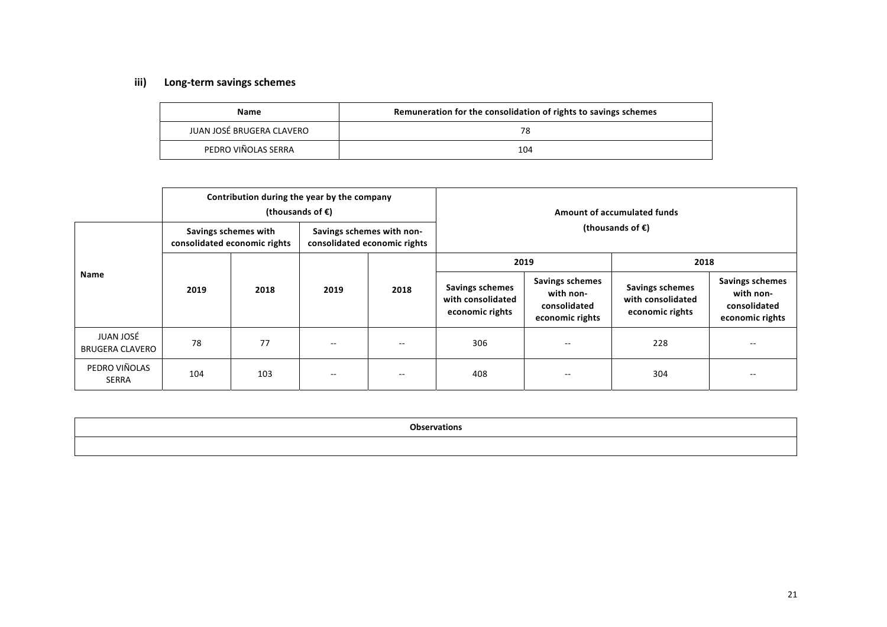### iii) Long-term savings schemes

| Name | Remuneration for the consolidation of rights to savings schemes |
|---|---|
| JUAN JOSÉ BRUGERA CLAVERO | 78 |
| PEDRO VIÑOLAS SERRA | 104 |

| Name | Contribution during the year by the company (thousands of €) | | | | Amount of accumulated funds (thousands of €) | | | |
|---|---|---|---|---|---|---|---|---|
| | Savings schemes with consolidated economic rights | | Savings schemes with non-consolidated economic rights | | 2019 | | 2018 | |
| | 2019 | 2018 | 2019 | 2018 | Savings schemes with consolidated economic rights | Savings schemes with non-consolidated economic rights | Savings schemes with consolidated economic rights | Savings schemes with non-consolidated economic rights |
| JUAN JOSÉ BRUGERA CLAVERO | 78 | 77 | -- | -- | 306 | -- | 228 | -- |
| PEDRO VIÑOLAS SERRA | 104 | 103 | -- | -- | 408 | -- | 304 | -- |

| Observations |
|---|
| |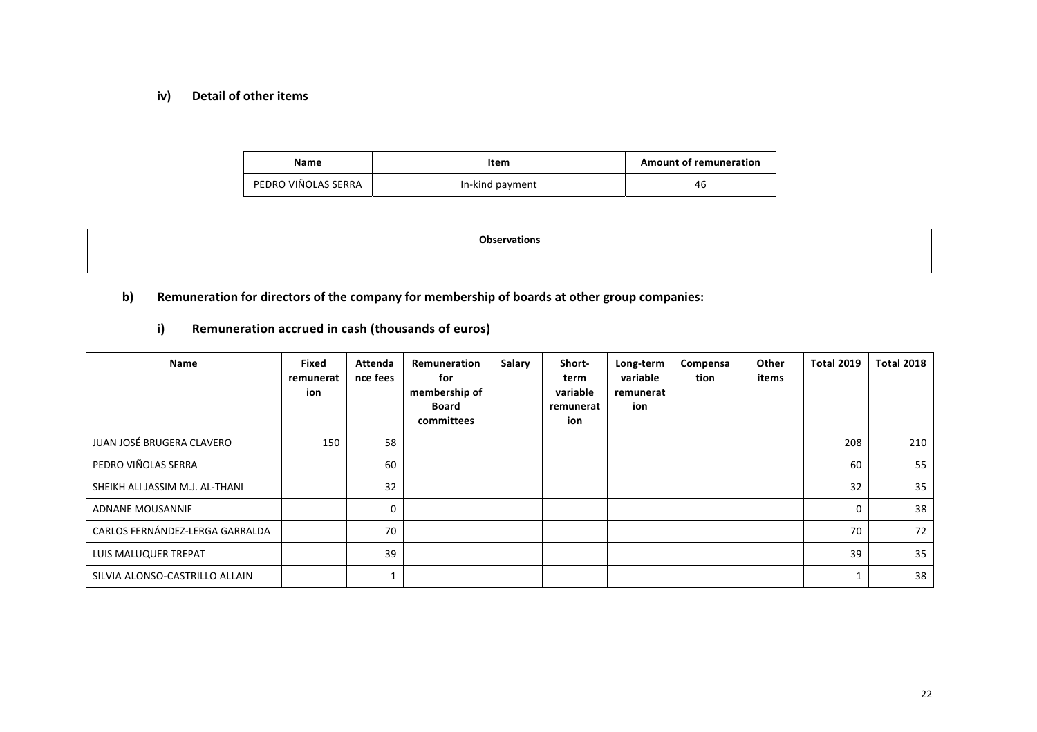#### iv) Detail of other items

| Name | Item | Amount of remuneration |
|---|---|---|
| PEDRO VIÑOLAS SERRA | In-kind payment | 46 |

| Observations |
|---|
| |

### b) Remuneration for directors of the company for membership of boards at other group companies:

#### i) Remuneration accrued in cash (thousands of euros)

| Name | Fixed remuneration | Attendance fees | Remuneration for membership of Board committees | Salary | Short-term variable remuneration | Long-term variable remuneration | Compensation | Other items | Total 2019 | Total 2018 |
|---|---|---|---|---|---|---|---|---|---|---|
| JUAN JOSÉ BRUGERA CLAVERO | 150 | 58 | | | | | | | 208 | 210 |
| PEDRO VIÑOLAS SERRA | | 60 | | | | | | | 60 | 55 |
| SHEIKH ALI JASSIM M.J. AL-THANI | | 32 | | | | | | | 32 | 35 |
| ADNANE MOUSANNIF | | 0 | | | | | | | 0 | 38 |
| CARLOS FERNÁNDEZ-LERGA GARRALDA | | 70 | | | | | | | 70 | 72 |
| LUIS MALUQUER TREPAT | | 39 | | | | | | | 39 | 35 |
| SILVIA ALONSO-CASTRILLO ALLAIN | | 1 | | | | | | | 1 | 38 |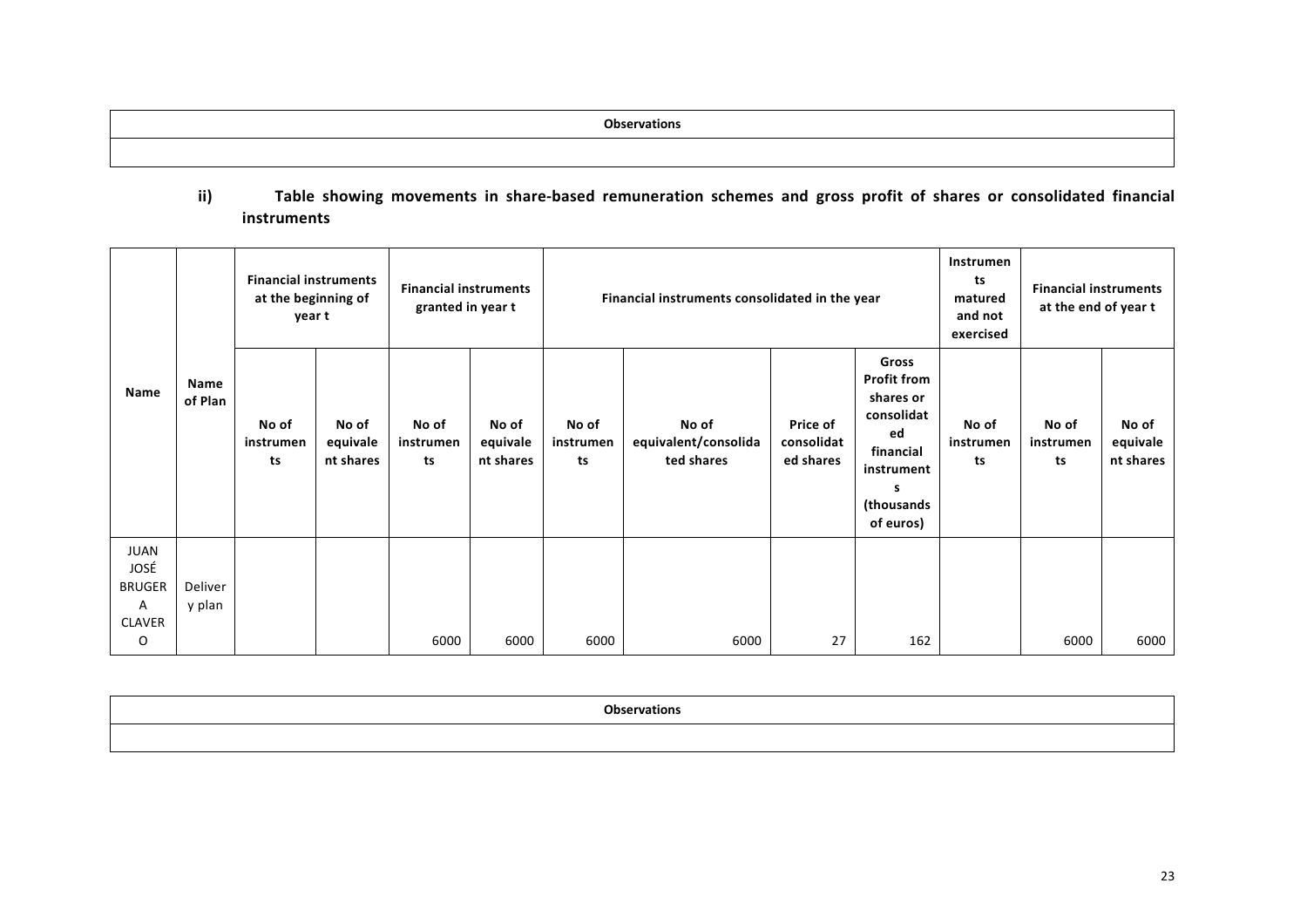| Observations |
| --- |
| |

ii) **Table showing movements in share-based remuneration schemes and gross profit of shares or consolidated financial instruments**

| Name | Name of Plan | Financial instruments at the beginning of year t | | Financial instruments granted in year t | | Financial instruments consolidated in the year | | | | Instruments matured and not exercised | Financial instruments at the end of year t | |
| --- | --- | --- | --- | --- | --- | --- | --- | --- | --- | --- | --- | --- |
| | | No of instruments | No of equivalent shares | No of instruments | No of equivalent shares | No of instruments | No of equivalent/consolidated shares | Price of consolidated shares | Gross Profit from shares or consolidated financial instruments (thousands of euros) | No of instruments | No of instruments | No of equivalent shares |
| JUAN JOSÉ BRUGERA CLAVERO | Delivery plan | | | 6000 | 6000 | 6000 | 6000 | 27 | 162 | | 6000 | 6000 |

| Observations |
| --- |
| |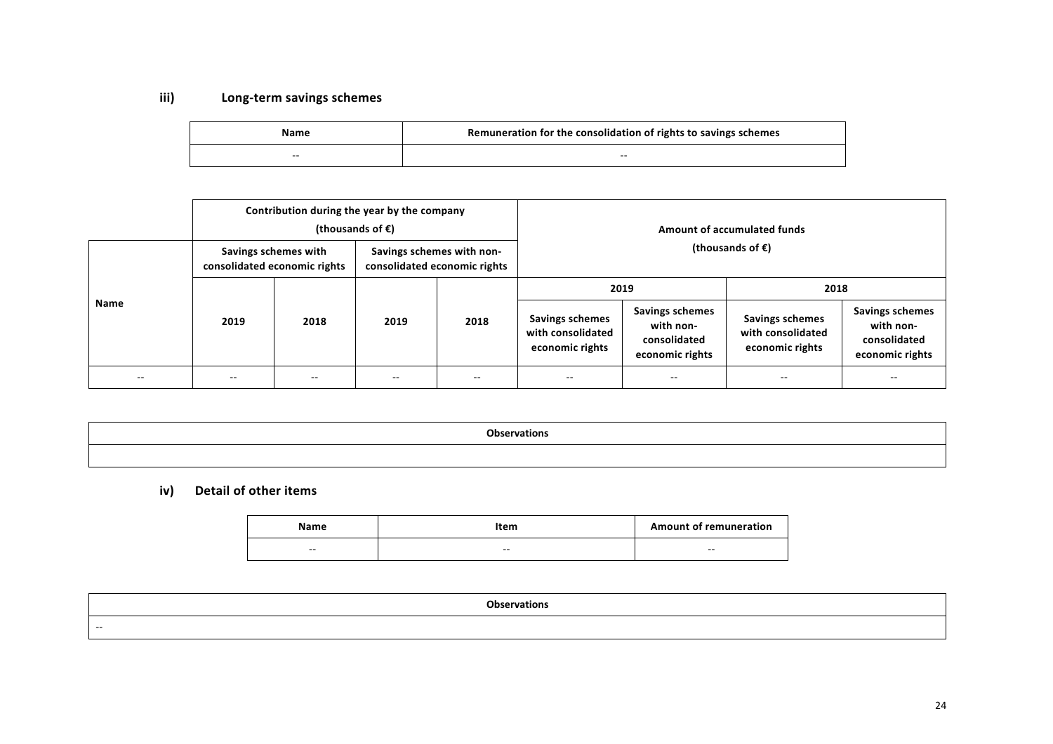### iii) Long-term savings schemes

| Name | Remuneration for the consolidation of rights to savings schemes |
| --- | --- |
| -- | -- |

| Name | Contribution during the year by the company (thousands of €) | | | | Amount of accumulated funds (thousands of €) | | | |
| --- | --- | --- | --- | --- | --- | --- | --- | --- |
| | Savings schemes with consolidated economic rights | | Savings schemes with non-consolidated economic rights | | 2019 | | 2018 | |
| | 2019 | 2018 | 2019 | 2018 | Savings schemes with consolidated economic rights | Savings schemes with non-consolidated economic rights | Savings schemes with consolidated economic rights | Savings schemes with non-consolidated economic rights |
| -- | -- | -- | -- | -- | -- | -- | -- | -- |

| Observations |
| --- |
| |

### iv) Detail of other items

| Name | Item | Amount of remuneration |
| --- | --- | --- |
| -- | -- | -- |

| Observations |
| --- |
| -- |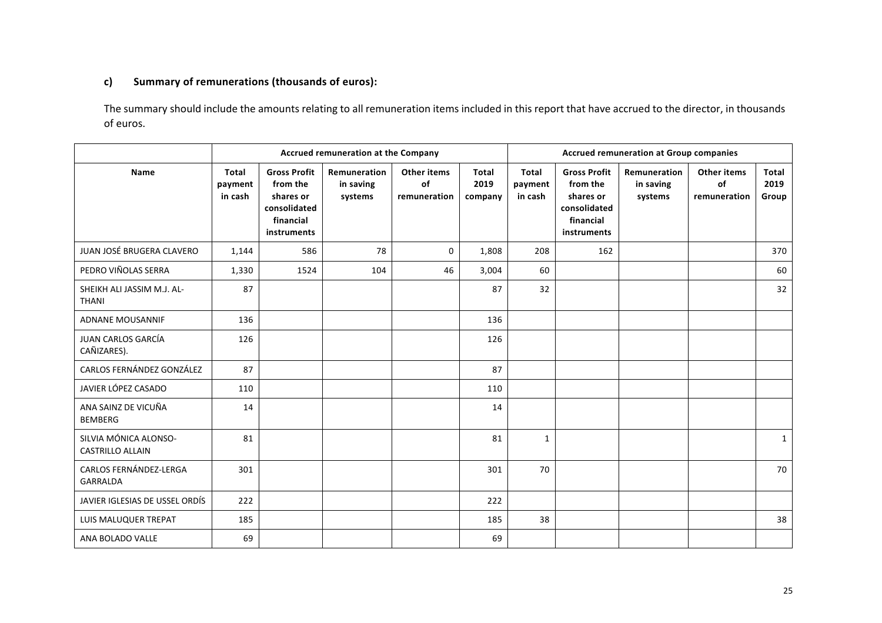### c) Summary of remunerations (thousands of euros):

The summary should include the amounts relating to all remuneration items included in this report that have accrued to the director, in thousands of euros.

| | Accrued remuneration at the Company | | | | | Accrued remuneration at Group companies | | | | |
|---|---|---|---|---|---|---|---|---|---|---|
| **Name** | **Total payment in cash** | **Gross Profit from the shares or consolidated financial instruments** | **Remuneration in saving systems** | **Other items of remuneration** | **Total 2019 company** | **Total payment in cash** | **Gross Profit from the shares or consolidated financial instruments** | **Remuneration in saving systems** | **Other items of remuneration** | **Total 2019 Group** |
| JUAN JOSÉ BRUGERA CLAVERO | 1,144 | 586 | 78 | 0 | 1,808 | 208 | 162 | | | 370 |
| PEDRO VIÑOLAS SERRA | 1,330 | 1524 | 104 | 46 | 3,004 | 60 | | | | 60 |
| SHEIKH ALI JASSIM M.J. AL-THANI | 87 | | | | 87 | 32 | | | | 32 |
| ADNANE MOUSANNIF | 136 | | | | 136 | | | | | |
| JUAN CARLOS GARCÍA CAÑIZARES). | 126 | | | | 126 | | | | | |
| CARLOS FERNÁNDEZ GONZÁLEZ | 87 | | | | 87 | | | | | |
| JAVIER LÓPEZ CASADO | 110 | | | | 110 | | | | | |
| ANA SAINZ DE VICUÑA BEMBERG | 14 | | | | 14 | | | | | |
| SILVIA MÓNICA ALONSO-CASTRILLO ALLAIN | 81 | | | | 81 | 1 | | | | 1 |
| CARLOS FERNÁNDEZ-LERGA GARRALDA | 301 | | | | 301 | 70 | | | | 70 |
| JAVIER IGLESIAS DE USSEL ORDÍS | 222 | | | | 222 | | | | | |
| LUIS MALUQUER TREPAT | 185 | | | | 185 | 38 | | | | 38 |
| ANA BOLADO VALLE | 69 | | | | 69 | | | | | |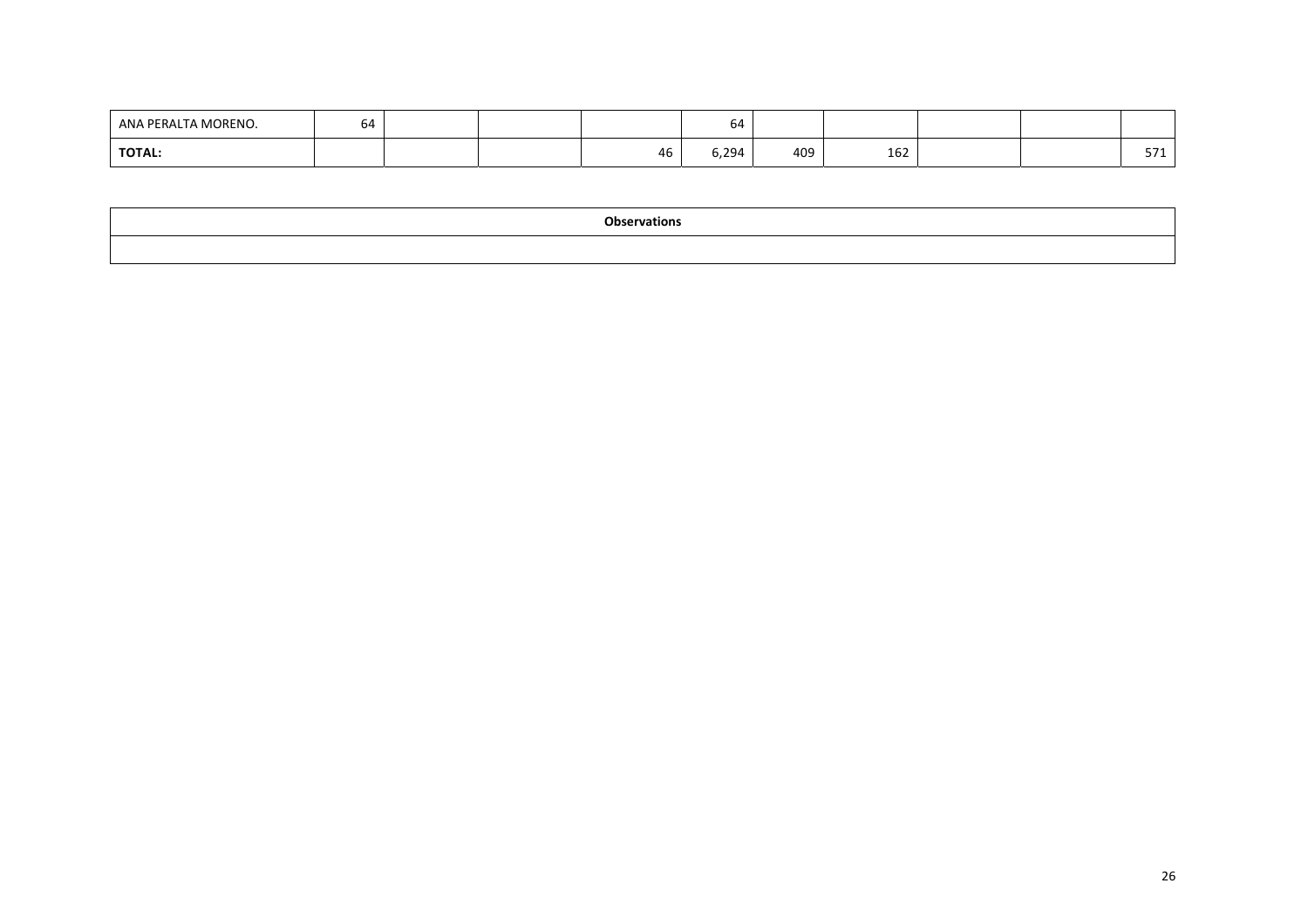| | | | | | | | | | | |
|---|---|---|---|---|---|---|---|---|---|---|
| ANA PERALTA MORENO. | 64 | | | | 64 | | | | | |
| **TOTAL:** | | | | 46 | 6,294 | 409 | 162 | | | 571 |

| **Observations** |
|---|
| |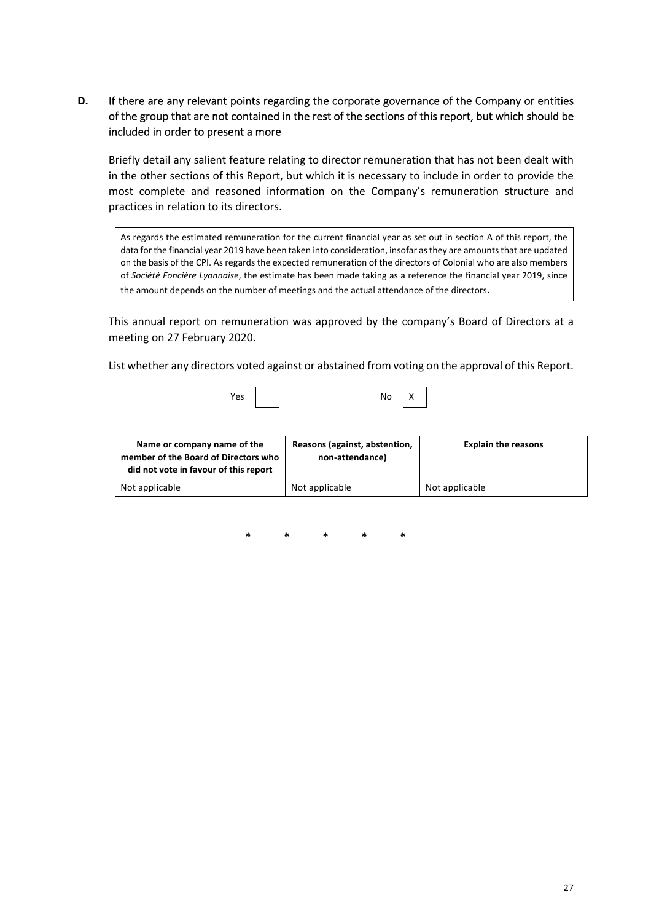**D.** If there are any relevant points regarding the corporate governance of the Company or entities of the group that are not contained in the rest of the sections of this report, but which should be included in order to present a more

Briefly detail any salient feature relating to director remuneration that has not been dealt with in the other sections of this Report, but which it is necessary to include in order to provide the most complete and reasoned information on the Company's remuneration structure and practices in relation to its directors.

> As regards the estimated remuneration for the current financial year as set out in section A of this report, the data for the financial year 2019 have been taken into consideration, insofar as they are amounts that are updated on the basis of the CPI. As regards the expected remuneration of the directors of Colonial who are also members of *Société Foncière Lyonnaise*, the estimate has been made taking as a reference the financial year 2019, since the amount depends on the number of meetings and the actual attendance of the directors.

This annual report on remuneration was approved by the company's Board of Directors at a meeting on 27 February 2020.

List whether any directors voted against or abstained from voting on the approval of this Report.

Yes [ ] No [X]

| Name or company name of the member of the Board of Directors who did not vote in favour of this report | Reasons (against, abstention, non-attendance) | Explain the reasons |
|---|---|---|
| Not applicable | Not applicable | Not applicable |

\* \* \* \* \*